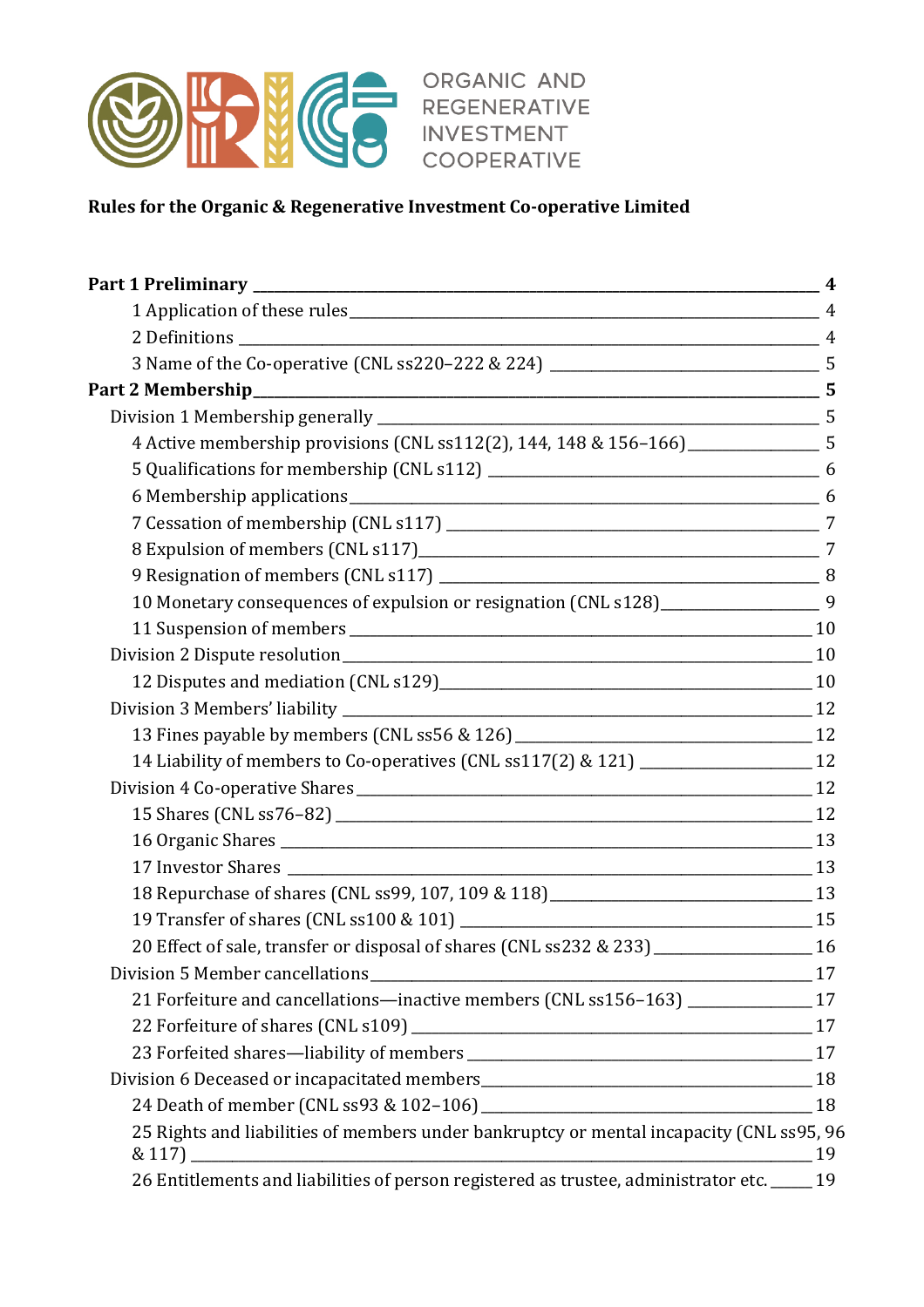ORGANIC AND REGENERATIVE INVESTMENT COOPERATIVE

**Rules for the Organic & Regenerative Investment Co-operative Limited**

**Part 1 Preliminary** 4

1 Application of these rules 4

2 Definitions 4

3 Name of the Co-operative (CNL ss220–222 & 224) 5

**Part 2 Membership** 5

Division 1 Membership generally 5

4 Active membership provisions (CNL ss112(2), 144, 148 & 156–166) 5

5 Qualifications for membership (CNL s112) 6

6 Membership applications 6

7 Cessation of membership (CNL s117) 7

8 Expulsion of members (CNL s117) 7

9 Resignation of members (CNL s117) 8

10 Monetary consequences of expulsion or resignation (CNL s128) 9

11 Suspension of members 10

Division 2 Dispute resolution 10

12 Disputes and mediation (CNL s129) 10

Division 3 Members' liability 12

13 Fines payable by members (CNL ss56 & 126) 12

14 Liability of members to Co-operatives (CNL ss117(2) & 121) 12

Division 4 Co-operative Shares 12

15 Shares (CNL ss76–82) 12

16 Organic Shares 13

17 Investor Shares 13

18 Repurchase of shares (CNL ss99, 107, 109 & 118) 13

19 Transfer of shares (CNL ss100 & 101) 15

20 Effect of sale, transfer or disposal of shares (CNL ss232 & 233) 16

Division 5 Member cancellations 17

21 Forfeiture and cancellations—inactive members (CNL ss156–163) 17

22 Forfeiture of shares (CNL s109) 17

23 Forfeited shares—liability of members 17

Division 6 Deceased or incapacitated members 18

24 Death of member (CNL ss93 & 102–106) 18

25 Rights and liabilities of members under bankruptcy or mental incapacity (CNL ss95, 96 & 117) 19

26 Entitlements and liabilities of person registered as trustee, administrator etc. 19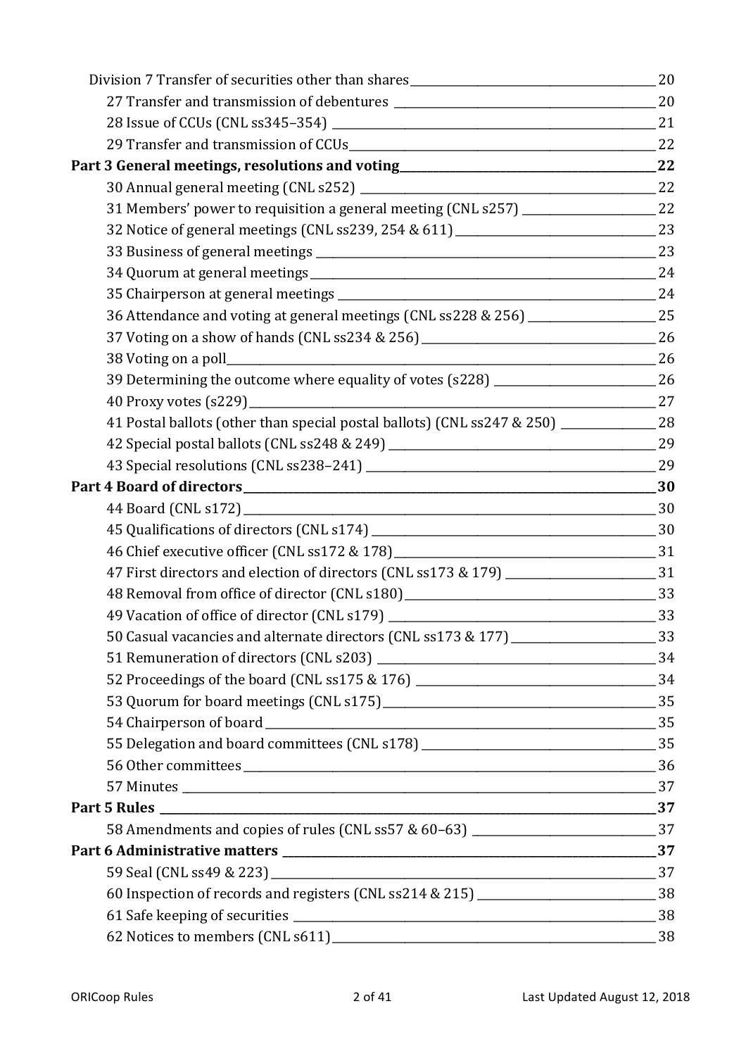Division 7 Transfer of securities other than shares 20

27 Transfer and transmission of debentures 20

28 Issue of CCUs (CNL ss345–354) 21

29 Transfer and transmission of CCUs 22

**Part 3 General meetings, resolutions and voting 22**

30 Annual general meeting (CNL s252) 22

31 Members' power to requisition a general meeting (CNL s257) 22

32 Notice of general meetings (CNL ss239, 254 & 611) 23

33 Business of general meetings 23

34 Quorum at general meetings 24

35 Chairperson at general meetings 24

36 Attendance and voting at general meetings (CNL ss228 & 256) 25

37 Voting on a show of hands (CNL ss234 & 256) 26

38 Voting on a poll 26

39 Determining the outcome where equality of votes (s228) 26

40 Proxy votes (s229) 27

41 Postal ballots (other than special postal ballots) (CNL ss247 & 250) 28

42 Special postal ballots (CNL ss248 & 249) 29

43 Special resolutions (CNL ss238–241) 29

**Part 4 Board of directors 30**

44 Board (CNL s172) 30

45 Qualifications of directors (CNL s174) 30

46 Chief executive officer (CNL ss172 & 178) 31

47 First directors and election of directors (CNL ss173 & 179) 31

48 Removal from office of director (CNL s180) 33

49 Vacation of office of director (CNL s179) 33

50 Casual vacancies and alternate directors (CNL ss173 & 177) 33

51 Remuneration of directors (CNL s203) 34

52 Proceedings of the board (CNL ss175 & 176) 34

53 Quorum for board meetings (CNL s175) 35

54 Chairperson of board 35

55 Delegation and board committees (CNL s178) 35

56 Other committees 36

57 Minutes 37

**Part 5 Rules 37**

58 Amendments and copies of rules (CNL ss57 & 60–63) 37

**Part 6 Administrative matters 37**

59 Seal (CNL ss49 & 223) 37

60 Inspection of records and registers (CNL ss214 & 215) 38

61 Safe keeping of securities 38

62 Notices to members (CNL s611) 38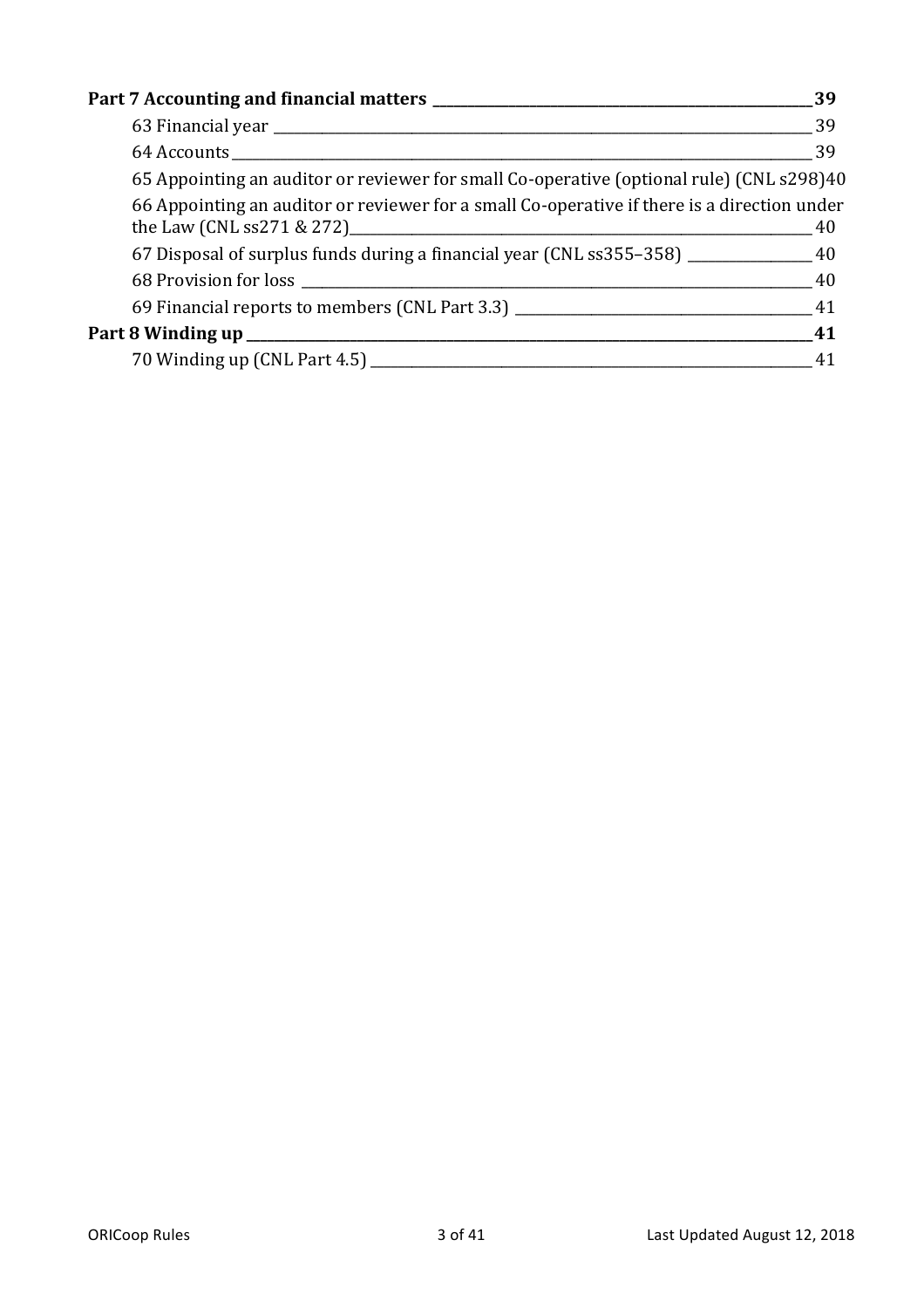**Part 7 Accounting and financial matters** — **39**

- 63 Financial year — 39
- 64 Accounts — 39
- 65 Appointing an auditor or reviewer for small Co-operative (optional rule) (CNL s298) — 40
- 66 Appointing an auditor or reviewer for a small Co-operative if there is a direction under the Law (CNL ss271 & 272) — 40
- 67 Disposal of surplus funds during a financial year (CNL ss355–358) — 40
- 68 Provision for loss — 40
- 69 Financial reports to members (CNL Part 3.3) — 41

**Part 8 Winding up** — **41**

- 70 Winding up (CNL Part 4.5) — 41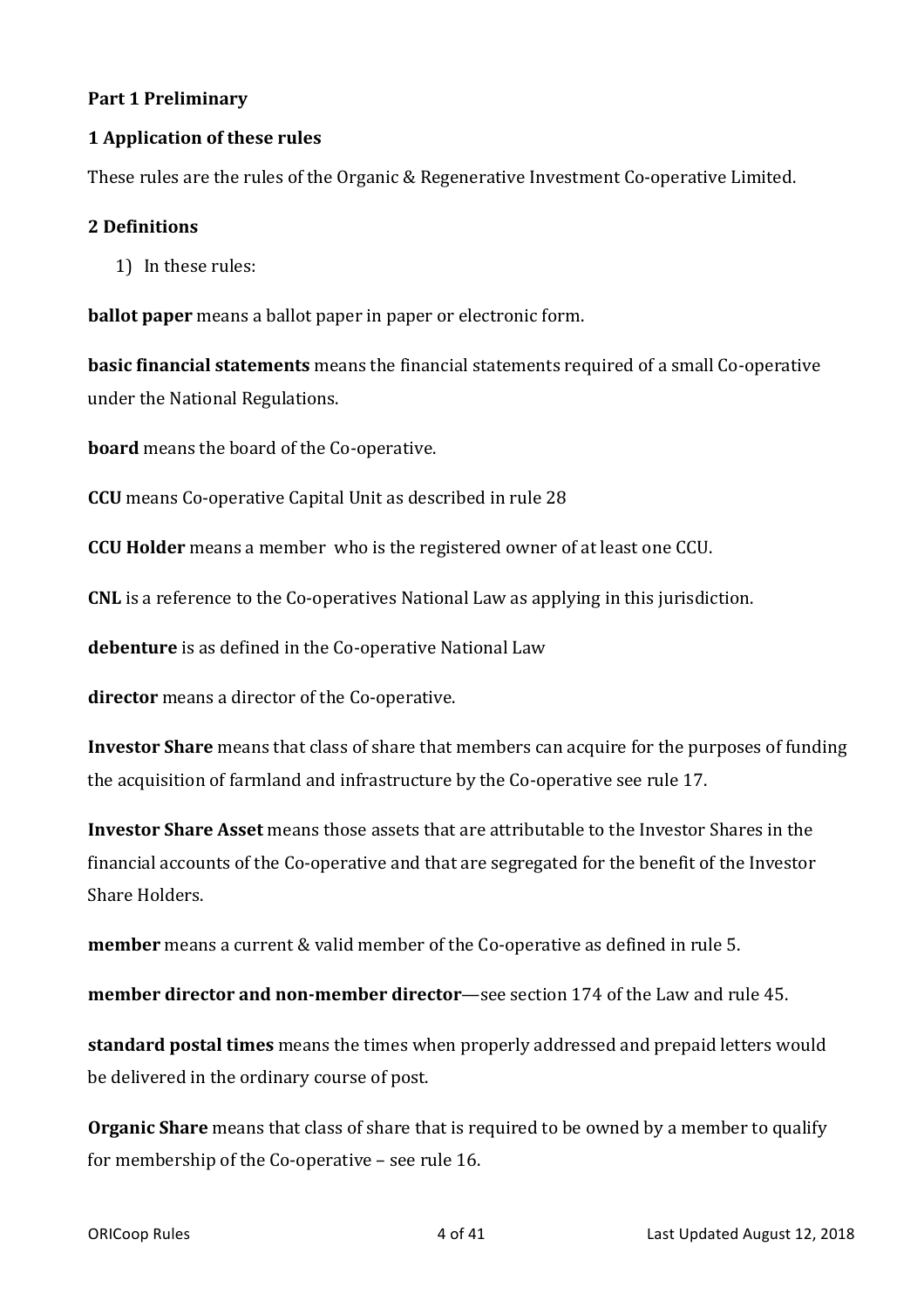## Part 1 Preliminary

### 1 Application of these rules

These rules are the rules of the Organic & Regenerative Investment Co-operative Limited.

### 2 Definitions

1) In these rules:

**ballot paper** means a ballot paper in paper or electronic form.

**basic financial statements** means the financial statements required of a small Co-operative under the National Regulations.

**board** means the board of the Co-operative.

**CCU** means Co-operative Capital Unit as described in rule 28

**CCU Holder** means a member who is the registered owner of at least one CCU.

**CNL** is a reference to the Co-operatives National Law as applying in this jurisdiction.

**debenture** is as defined in the Co-operative National Law

**director** means a director of the Co-operative.

**Investor Share** means that class of share that members can acquire for the purposes of funding the acquisition of farmland and infrastructure by the Co-operative see rule 17.

**Investor Share Asset** means those assets that are attributable to the Investor Shares in the financial accounts of the Co-operative and that are segregated for the benefit of the Investor Share Holders.

**member** means a current & valid member of the Co-operative as defined in rule 5.

**member director and non-member director**—see section 174 of the Law and rule 45.

**standard postal times** means the times when properly addressed and prepaid letters would be delivered in the ordinary course of post.

**Organic Share** means that class of share that is required to be owned by a member to qualify for membership of the Co-operative – see rule 16.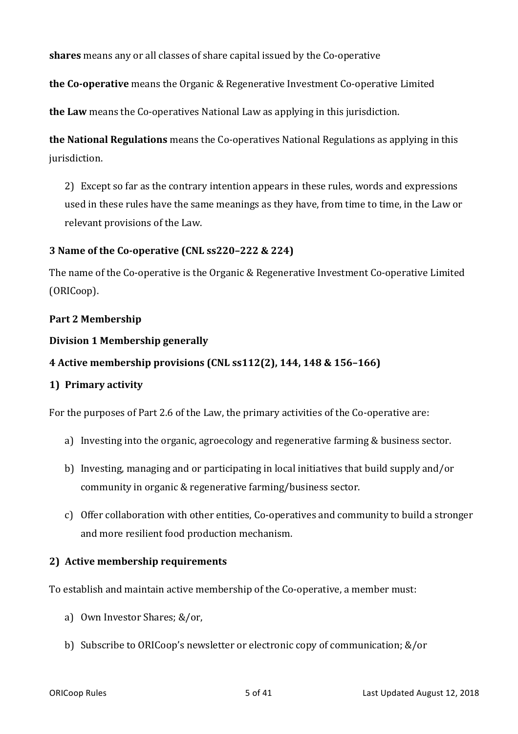**shares** means any or all classes of share capital issued by the Co-operative

**the Co-operative** means the Organic & Regenerative Investment Co-operative Limited

**the Law** means the Co-operatives National Law as applying in this jurisdiction.

**the National Regulations** means the Co-operatives National Regulations as applying in this jurisdiction.

2) Except so far as the contrary intention appears in these rules, words and expressions used in these rules have the same meanings as they have, from time to time, in the Law or relevant provisions of the Law.

**3 Name of the Co-operative (CNL ss220–222 & 224)**

The name of the Co-operative is the Organic & Regenerative Investment Co-operative Limited (ORICoop).

**Part 2 Membership**

**Division 1 Membership generally**

**4 Active membership provisions (CNL ss112(2), 144, 148 & 156–166)**

**1) Primary activity**

For the purposes of Part 2.6 of the Law, the primary activities of the Co-operative are:

a) Investing into the organic, agroecology and regenerative farming & business sector.

b) Investing, managing and or participating in local initiatives that build supply and/or community in organic & regenerative farming/business sector.

c) Offer collaboration with other entities, Co-operatives and community to build a stronger and more resilient food production mechanism.

**2) Active membership requirements**

To establish and maintain active membership of the Co-operative, a member must:

a) Own Investor Shares; &/or,

b) Subscribe to ORICoop's newsletter or electronic copy of communication; &/or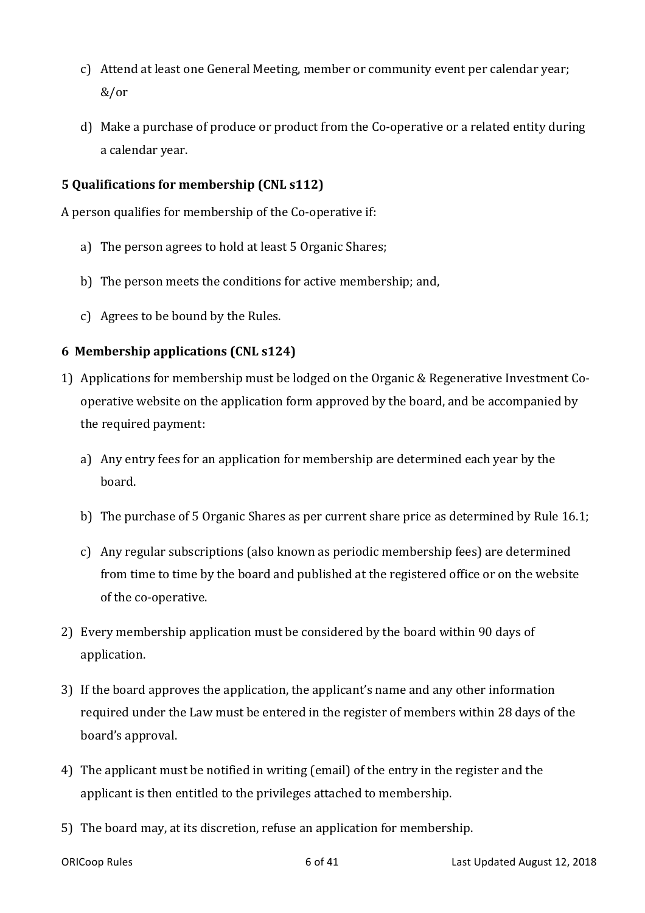c) Attend at least one General Meeting, member or community event per calendar year; &/or

d) Make a purchase of produce or product from the Co-operative or a related entity during a calendar year.

### 5 Qualifications for membership (CNL s112)

A person qualifies for membership of the Co-operative if:

a) The person agrees to hold at least 5 Organic Shares;

b) The person meets the conditions for active membership; and,

c) Agrees to be bound by the Rules.

### 6 Membership applications (CNL s124)

1) Applications for membership must be lodged on the Organic & Regenerative Investment Co-operative website on the application form approved by the board, and be accompanied by the required payment:

    a) Any entry fees for an application for membership are determined each year by the board.

    b) The purchase of 5 Organic Shares as per current share price as determined by Rule 16.1;

    c) Any regular subscriptions (also known as periodic membership fees) are determined from time to time by the board and published at the registered office or on the website of the co-operative.

2) Every membership application must be considered by the board within 90 days of application.

3) If the board approves the application, the applicant's name and any other information required under the Law must be entered in the register of members within 28 days of the board's approval.

4) The applicant must be notified in writing (email) of the entry in the register and the applicant is then entitled to the privileges attached to membership.

5) The board may, at its discretion, refuse an application for membership.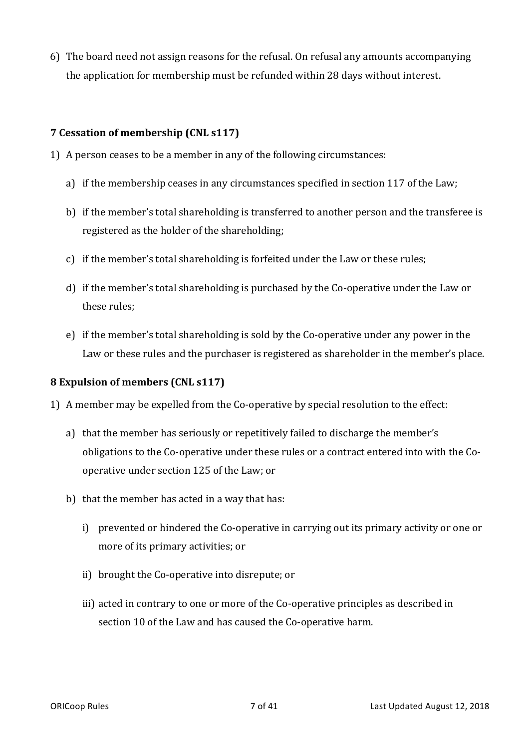6) The board need not assign reasons for the refusal. On refusal any amounts accompanying the application for membership must be refunded within 28 days without interest.

### 7 Cessation of membership (CNL s117)

1) A person ceases to be a member in any of the following circumstances:

   a) if the membership ceases in any circumstances specified in section 117 of the Law;

   b) if the member's total shareholding is transferred to another person and the transferee is registered as the holder of the shareholding;

   c) if the member's total shareholding is forfeited under the Law or these rules;

   d) if the member's total shareholding is purchased by the Co-operative under the Law or these rules;

   e) if the member's total shareholding is sold by the Co-operative under any power in the Law or these rules and the purchaser is registered as shareholder in the member's place.

### 8 Expulsion of members (CNL s117)

1) A member may be expelled from the Co-operative by special resolution to the effect:

   a) that the member has seriously or repetitively failed to discharge the member's obligations to the Co-operative under these rules or a contract entered into with the Co-operative under section 125 of the Law; or

   b) that the member has acted in a way that has:

      i) prevented or hindered the Co-operative in carrying out its primary activity or one or more of its primary activities; or

      ii) brought the Co-operative into disrepute; or

      iii) acted in contrary to one or more of the Co-operative principles as described in section 10 of the Law and has caused the Co-operative harm.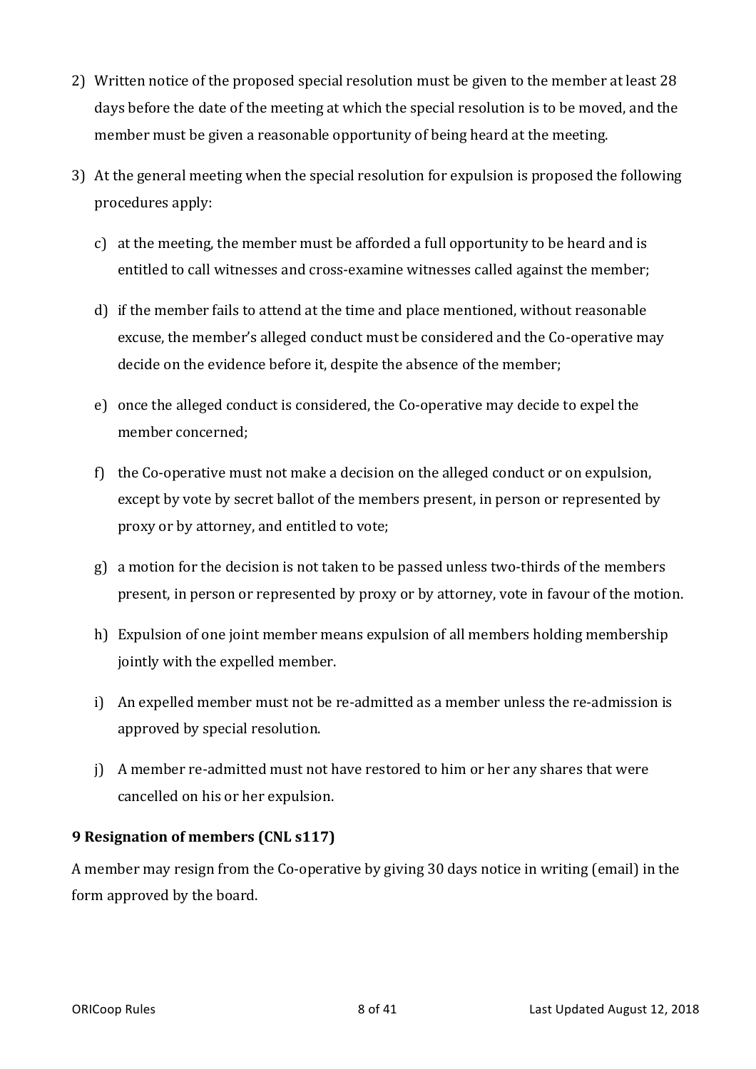2) Written notice of the proposed special resolution must be given to the member at least 28 days before the date of the meeting at which the special resolution is to be moved, and the member must be given a reasonable opportunity of being heard at the meeting.

3) At the general meeting when the special resolution for expulsion is proposed the following procedures apply:

   c) at the meeting, the member must be afforded a full opportunity to be heard and is entitled to call witnesses and cross-examine witnesses called against the member;

   d) if the member fails to attend at the time and place mentioned, without reasonable excuse, the member's alleged conduct must be considered and the Co-operative may decide on the evidence before it, despite the absence of the member;

   e) once the alleged conduct is considered, the Co-operative may decide to expel the member concerned;

   f) the Co-operative must not make a decision on the alleged conduct or on expulsion, except by vote by secret ballot of the members present, in person or represented by proxy or by attorney, and entitled to vote;

   g) a motion for the decision is not taken to be passed unless two-thirds of the members present, in person or represented by proxy or by attorney, vote in favour of the motion.

   h) Expulsion of one joint member means expulsion of all members holding membership jointly with the expelled member.

   i) An expelled member must not be re-admitted as a member unless the re-admission is approved by special resolution.

   j) A member re-admitted must not have restored to him or her any shares that were cancelled on his or her expulsion.

**9 Resignation of members (CNL s117)**

A member may resign from the Co-operative by giving 30 days notice in writing (email) in the form approved by the board.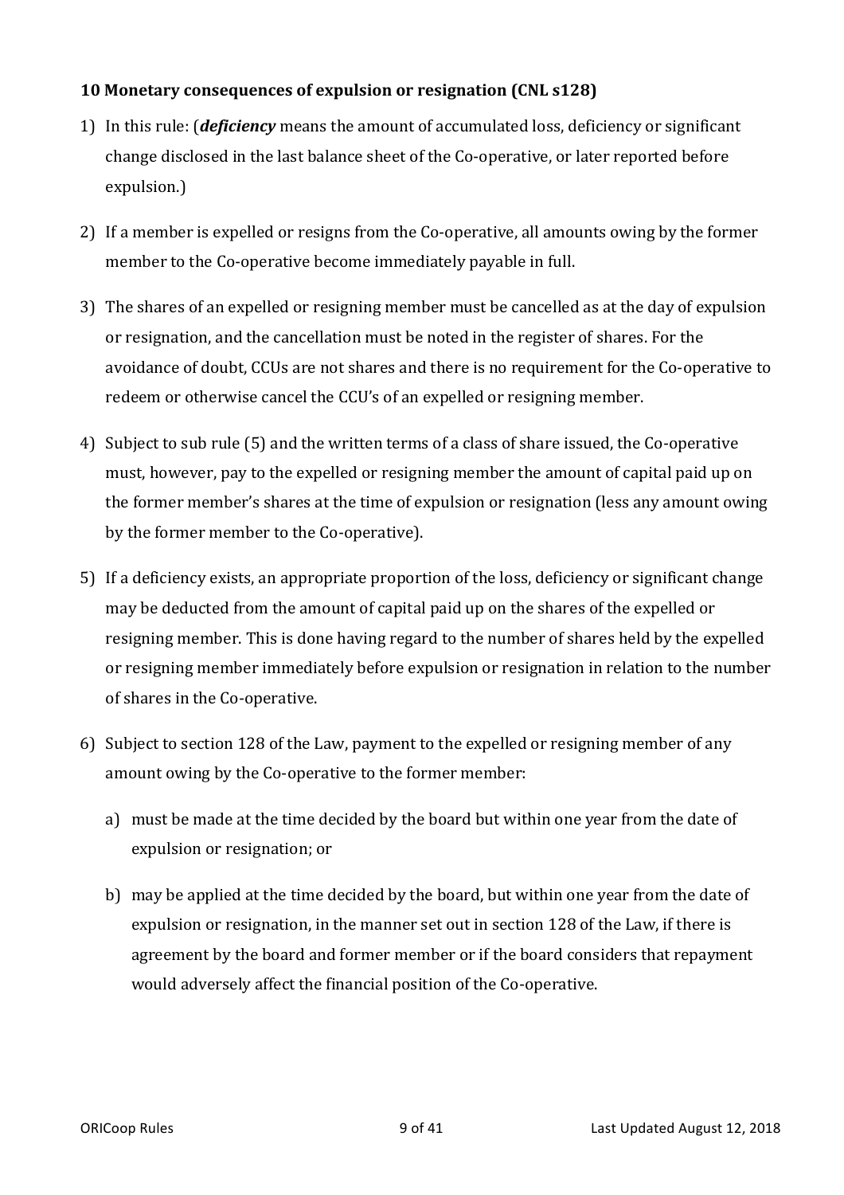**10 Monetary consequences of expulsion or resignation (CNL s128)**

1) In this rule: (***deficiency*** means the amount of accumulated loss, deficiency or significant change disclosed in the last balance sheet of the Co-operative, or later reported before expulsion.)

2) If a member is expelled or resigns from the Co-operative, all amounts owing by the former member to the Co-operative become immediately payable in full.

3) The shares of an expelled or resigning member must be cancelled as at the day of expulsion or resignation, and the cancellation must be noted in the register of shares. For the avoidance of doubt, CCUs are not shares and there is no requirement for the Co-operative to redeem or otherwise cancel the CCU's of an expelled or resigning member.

4) Subject to sub rule (5) and the written terms of a class of share issued, the Co-operative must, however, pay to the expelled or resigning member the amount of capital paid up on the former member's shares at the time of expulsion or resignation (less any amount owing by the former member to the Co-operative).

5) If a deficiency exists, an appropriate proportion of the loss, deficiency or significant change may be deducted from the amount of capital paid up on the shares of the expelled or resigning member. This is done having regard to the number of shares held by the expelled or resigning member immediately before expulsion or resignation in relation to the number of shares in the Co-operative.

6) Subject to section 128 of the Law, payment to the expelled or resigning member of any amount owing by the Co-operative to the former member:

   a) must be made at the time decided by the board but within one year from the date of expulsion or resignation; or

   b) may be applied at the time decided by the board, but within one year from the date of expulsion or resignation, in the manner set out in section 128 of the Law, if there is agreement by the board and former member or if the board considers that repayment would adversely affect the financial position of the Co-operative.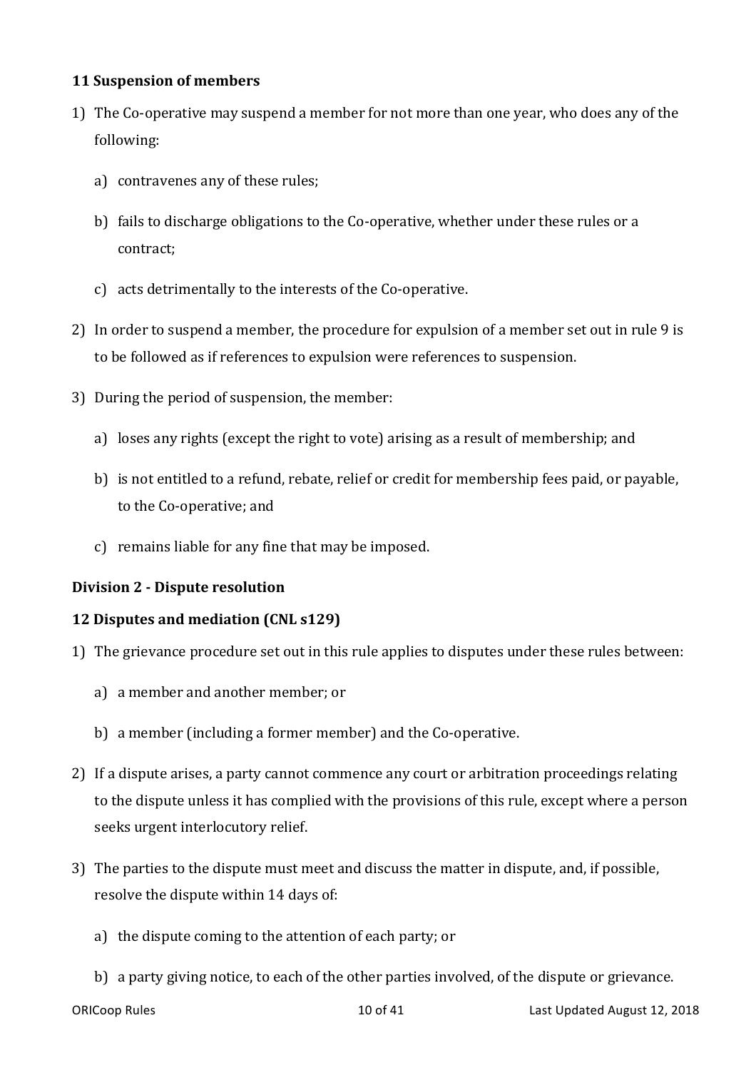**11 Suspension of members**

1) The Co-operative may suspend a member for not more than one year, who does any of the following:

   a) contravenes any of these rules;

   b) fails to discharge obligations to the Co-operative, whether under these rules or a contract;

   c) acts detrimentally to the interests of the Co-operative.

2) In order to suspend a member, the procedure for expulsion of a member set out in rule 9 is to be followed as if references to expulsion were references to suspension.

3) During the period of suspension, the member:

   a) loses any rights (except the right to vote) arising as a result of membership; and

   b) is not entitled to a refund, rebate, relief or credit for membership fees paid, or payable, to the Co-operative; and

   c) remains liable for any fine that may be imposed.

**Division 2 - Dispute resolution**

**12 Disputes and mediation (CNL s129)**

1) The grievance procedure set out in this rule applies to disputes under these rules between:

   a) a member and another member; or

   b) a member (including a former member) and the Co-operative.

2) If a dispute arises, a party cannot commence any court or arbitration proceedings relating to the dispute unless it has complied with the provisions of this rule, except where a person seeks urgent interlocutory relief.

3) The parties to the dispute must meet and discuss the matter in dispute, and, if possible, resolve the dispute within 14 days of:

   a) the dispute coming to the attention of each party; or

   b) a party giving notice, to each of the other parties involved, of the dispute or grievance.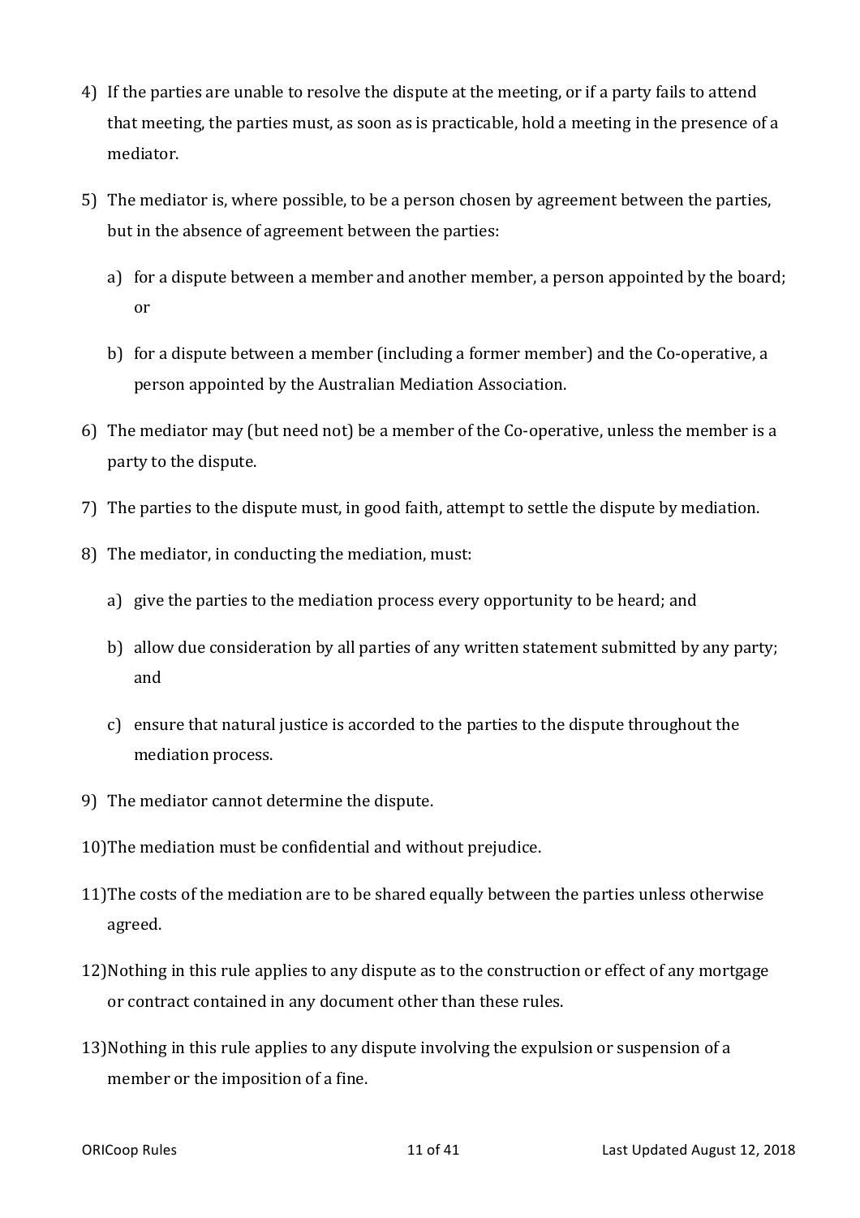4) If the parties are unable to resolve the dispute at the meeting, or if a party fails to attend that meeting, the parties must, as soon as is practicable, hold a meeting in the presence of a mediator.

5) The mediator is, where possible, to be a person chosen by agreement between the parties, but in the absence of agreement between the parties:

   a) for a dispute between a member and another member, a person appointed by the board; or

   b) for a dispute between a member (including a former member) and the Co-operative, a person appointed by the Australian Mediation Association.

6) The mediator may (but need not) be a member of the Co-operative, unless the member is a party to the dispute.

7) The parties to the dispute must, in good faith, attempt to settle the dispute by mediation.

8) The mediator, in conducting the mediation, must:

   a) give the parties to the mediation process every opportunity to be heard; and

   b) allow due consideration by all parties of any written statement submitted by any party; and

   c) ensure that natural justice is accorded to the parties to the dispute throughout the mediation process.

9) The mediator cannot determine the dispute.

10) The mediation must be confidential and without prejudice.

11) The costs of the mediation are to be shared equally between the parties unless otherwise agreed.

12) Nothing in this rule applies to any dispute as to the construction or effect of any mortgage or contract contained in any document other than these rules.

13) Nothing in this rule applies to any dispute involving the expulsion or suspension of a member or the imposition of a fine.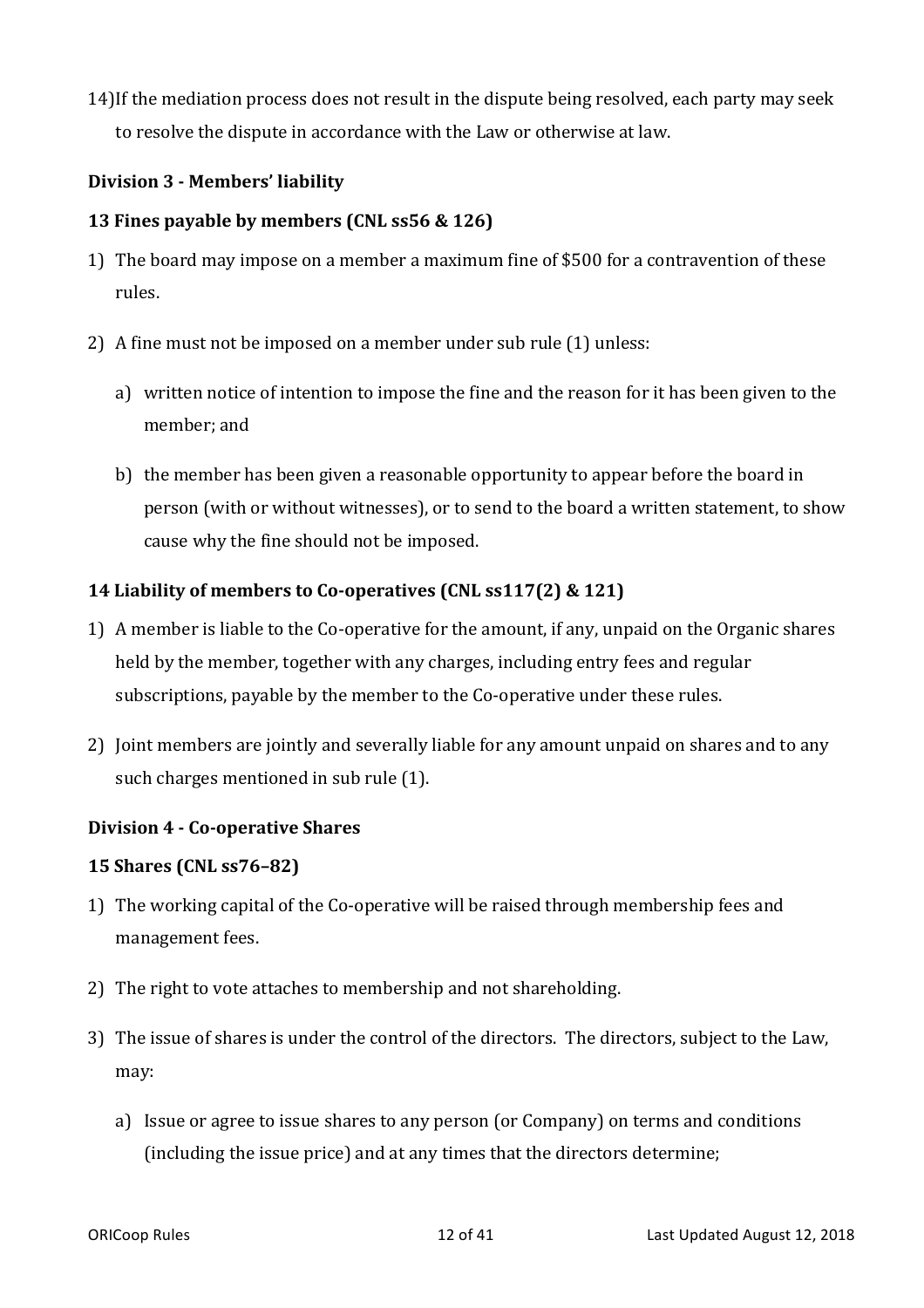14) If the mediation process does not result in the dispute being resolved, each party may seek to resolve the dispute in accordance with the Law or otherwise at law.

### Division 3 - Members' liability

#### 13 Fines payable by members (CNL ss56 & 126)

1) The board may impose on a member a maximum fine of $500 for a contravention of these rules.
2) A fine must not be imposed on a member under sub rule (1) unless:
    a) written notice of intention to impose the fine and the reason for it has been given to the member; and
    b) the member has been given a reasonable opportunity to appear before the board in person (with or without witnesses), or to send to the board a written statement, to show cause why the fine should not be imposed.

#### 14 Liability of members to Co-operatives (CNL ss117(2) & 121)

1) A member is liable to the Co-operative for the amount, if any, unpaid on the Organic shares held by the member, together with any charges, including entry fees and regular subscriptions, payable by the member to the Co-operative under these rules.
2) Joint members are jointly and severally liable for any amount unpaid on shares and to any such charges mentioned in sub rule (1).

### Division 4 - Co-operative Shares

#### 15 Shares (CNL ss76–82)

1) The working capital of the Co-operative will be raised through membership fees and management fees.
2) The right to vote attaches to membership and not shareholding.
3) The issue of shares is under the control of the directors. The directors, subject to the Law, may:
    a) Issue or agree to issue shares to any person (or Company) on terms and conditions (including the issue price) and at any times that the directors determine;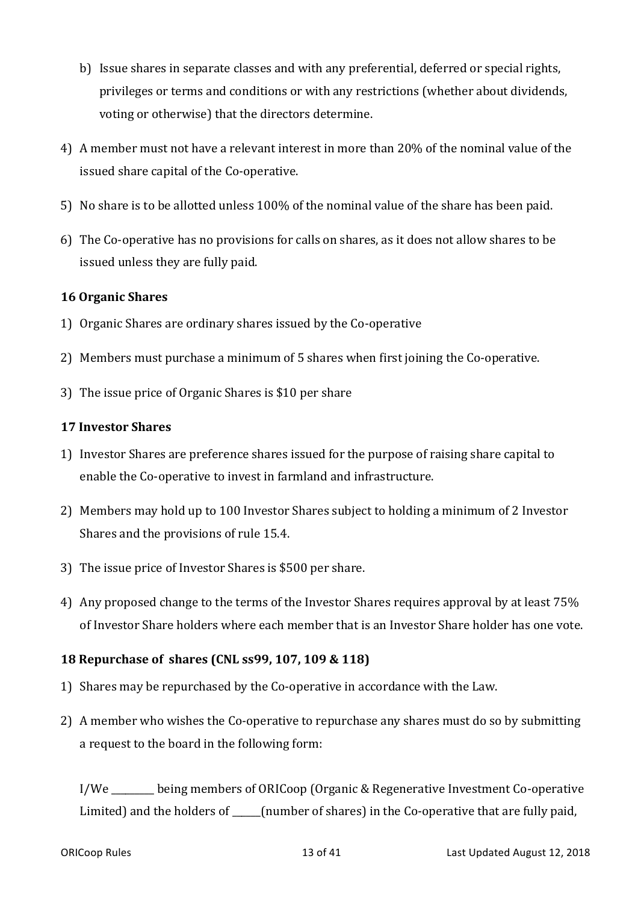b) Issue shares in separate classes and with any preferential, deferred or special rights, privileges or terms and conditions or with any restrictions (whether about dividends, voting or otherwise) that the directors determine.

4) A member must not have a relevant interest in more than 20% of the nominal value of the issued share capital of the Co-operative.

5) No share is to be allotted unless 100% of the nominal value of the share has been paid.

6) The Co-operative has no provisions for calls on shares, as it does not allow shares to be issued unless they are fully paid.

**16 Organic Shares**

1) Organic Shares are ordinary shares issued by the Co-operative

2) Members must purchase a minimum of 5 shares when first joining the Co-operative.

3) The issue price of Organic Shares is $10 per share

**17 Investor Shares**

1) Investor Shares are preference shares issued for the purpose of raising share capital to enable the Co-operative to invest in farmland and infrastructure.

2) Members may hold up to 100 Investor Shares subject to holding a minimum of 2 Investor Shares and the provisions of rule 15.4.

3) The issue price of Investor Shares is $500 per share.

4) Any proposed change to the terms of the Investor Shares requires approval by at least 75% of Investor Share holders where each member that is an Investor Share holder has one vote.

**18 Repurchase of shares (CNL ss99, 107, 109 & 118)**

1) Shares may be repurchased by the Co-operative in accordance with the Law.

2) A member who wishes the Co-operative to repurchase any shares must do so by submitting a request to the board in the following form:

I/We _________ being members of ORICoop (Organic & Regenerative Investment Co-operative Limited) and the holders of ______(number of shares) in the Co-operative that are fully paid,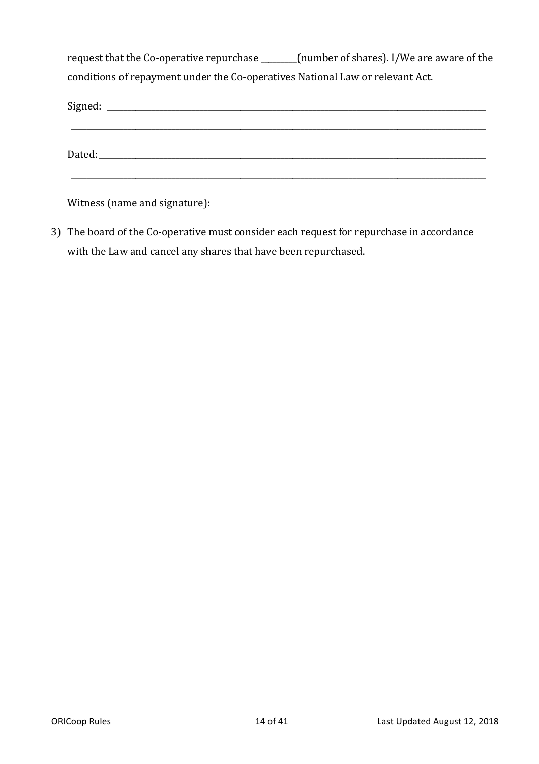request that the Co-operative repurchase _________(number of shares). I/We are aware of the conditions of repayment under the Co-operatives National Law or relevant Act.

Signed: ___________________________________________________________________________________

___________________________________________________________________________________________

Dated: ____________________________________________________________________________________

___________________________________________________________________________________________

Witness (name and signature):

3) The board of the Co-operative must consider each request for repurchase in accordance with the Law and cancel any shares that have been repurchased.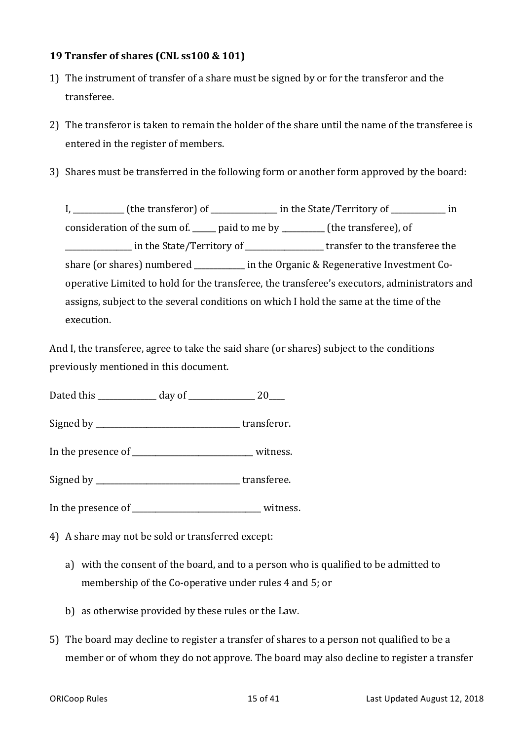**19 Transfer of shares (CNL ss100 & 101)**

1) The instrument of transfer of a share must be signed by or for the transferor and the transferee.

2) The transferor is taken to remain the holder of the share until the name of the transferee is entered in the register of members.

3) Shares must be transferred in the following form or another form approved by the board:

   I, ____________ (the transferor) of ________________ in the State/Territory of _____________ in consideration of the sum of. ______ paid to me by __________ (the transferee), of ________________ in the State/Territory of ___________________ transfer to the transferee the share (or shares) numbered ____________ in the Organic & Regenerative Investment Co-operative Limited to hold for the transferee, the transferee's executors, administrators and assigns, subject to the several conditions on which I hold the same at the time of the execution.

And I, the transferee, agree to take the said share (or shares) subject to the conditions previously mentioned in this document.

Dated this ______________ day of ________________ 20____

Signed by ____________________________________ transferor.

In the presence of ______________________________ witness.

Signed by ____________________________________ transferee.

In the presence of ________________________________ witness.

4) A share may not be sold or transferred except:

   a) with the consent of the board, and to a person who is qualified to be admitted to membership of the Co-operative under rules 4 and 5; or

   b) as otherwise provided by these rules or the Law.

5) The board may decline to register a transfer of shares to a person not qualified to be a member or of whom they do not approve. The board may also decline to register a transfer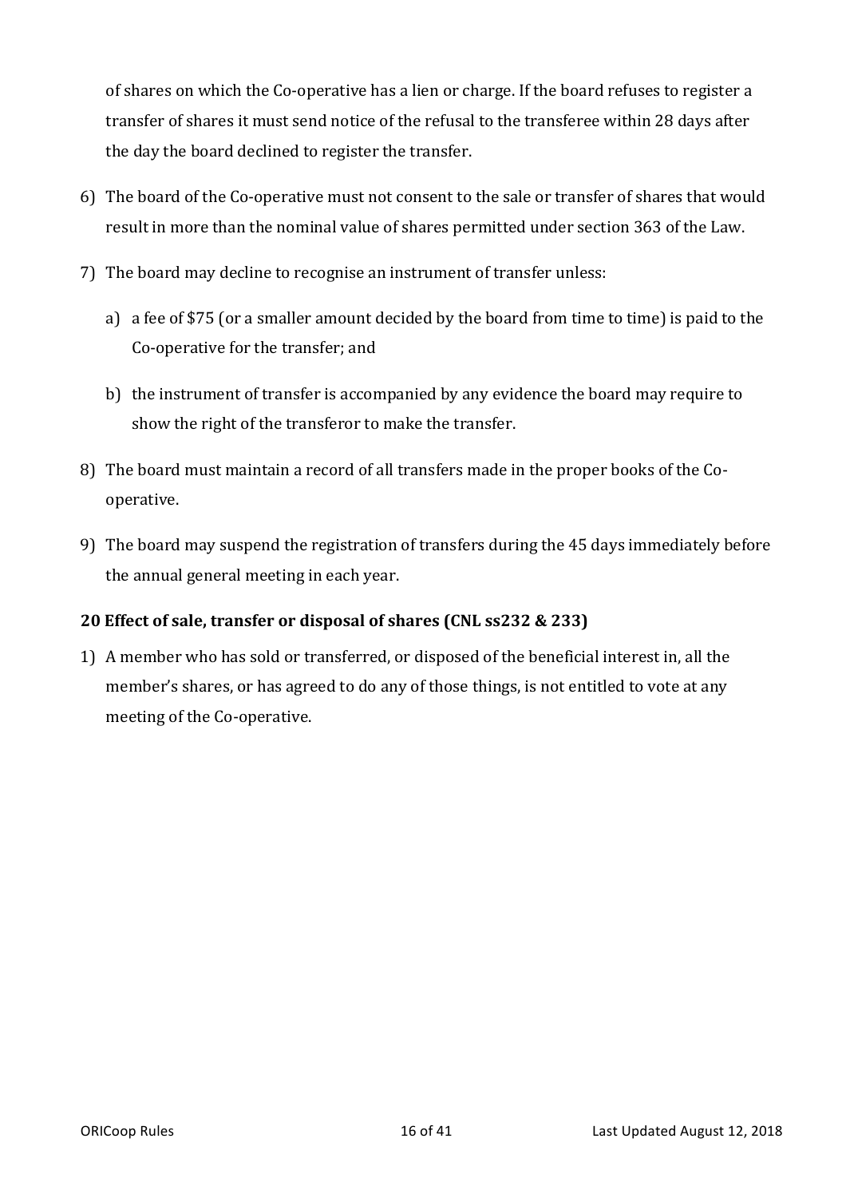of shares on which the Co-operative has a lien or charge. If the board refuses to register a transfer of shares it must send notice of the refusal to the transferee within 28 days after the day the board declined to register the transfer.

6) The board of the Co-operative must not consent to the sale or transfer of shares that would result in more than the nominal value of shares permitted under section 363 of the Law.

7) The board may decline to recognise an instrument of transfer unless:

   a) a fee of $75 (or a smaller amount decided by the board from time to time) is paid to the Co-operative for the transfer; and

   b) the instrument of transfer is accompanied by any evidence the board may require to show the right of the transferor to make the transfer.

8) The board must maintain a record of all transfers made in the proper books of the Co-operative.

9) The board may suspend the registration of transfers during the 45 days immediately before the annual general meeting in each year.

### 20 Effect of sale, transfer or disposal of shares (CNL ss232 & 233)

1) A member who has sold or transferred, or disposed of the beneficial interest in, all the member's shares, or has agreed to do any of those things, is not entitled to vote at any meeting of the Co-operative.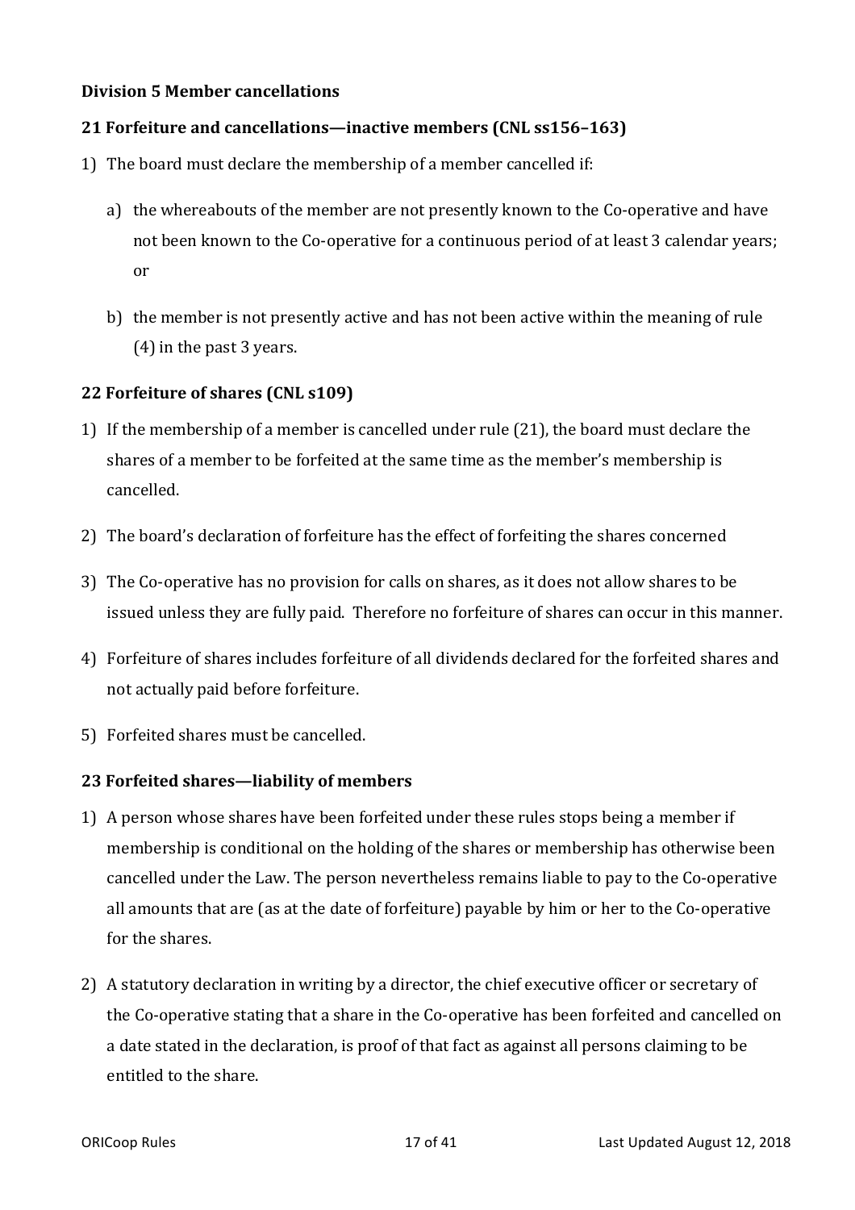**Division 5 Member cancellations**

**21 Forfeiture and cancellations—inactive members (CNL ss156–163)**

1) The board must declare the membership of a member cancelled if:

   a) the whereabouts of the member are not presently known to the Co-operative and have not been known to the Co-operative for a continuous period of at least 3 calendar years; or

   b) the member is not presently active and has not been active within the meaning of rule (4) in the past 3 years.

**22 Forfeiture of shares (CNL s109)**

1) If the membership of a member is cancelled under rule (21), the board must declare the shares of a member to be forfeited at the same time as the member's membership is cancelled.

2) The board's declaration of forfeiture has the effect of forfeiting the shares concerned

3) The Co-operative has no provision for calls on shares, as it does not allow shares to be issued unless they are fully paid. Therefore no forfeiture of shares can occur in this manner.

4) Forfeiture of shares includes forfeiture of all dividends declared for the forfeited shares and not actually paid before forfeiture.

5) Forfeited shares must be cancelled.

**23 Forfeited shares—liability of members**

1) A person whose shares have been forfeited under these rules stops being a member if membership is conditional on the holding of the shares or membership has otherwise been cancelled under the Law. The person nevertheless remains liable to pay to the Co-operative all amounts that are (as at the date of forfeiture) payable by him or her to the Co-operative for the shares.

2) A statutory declaration in writing by a director, the chief executive officer or secretary of the Co-operative stating that a share in the Co-operative has been forfeited and cancelled on a date stated in the declaration, is proof of that fact as against all persons claiming to be entitled to the share.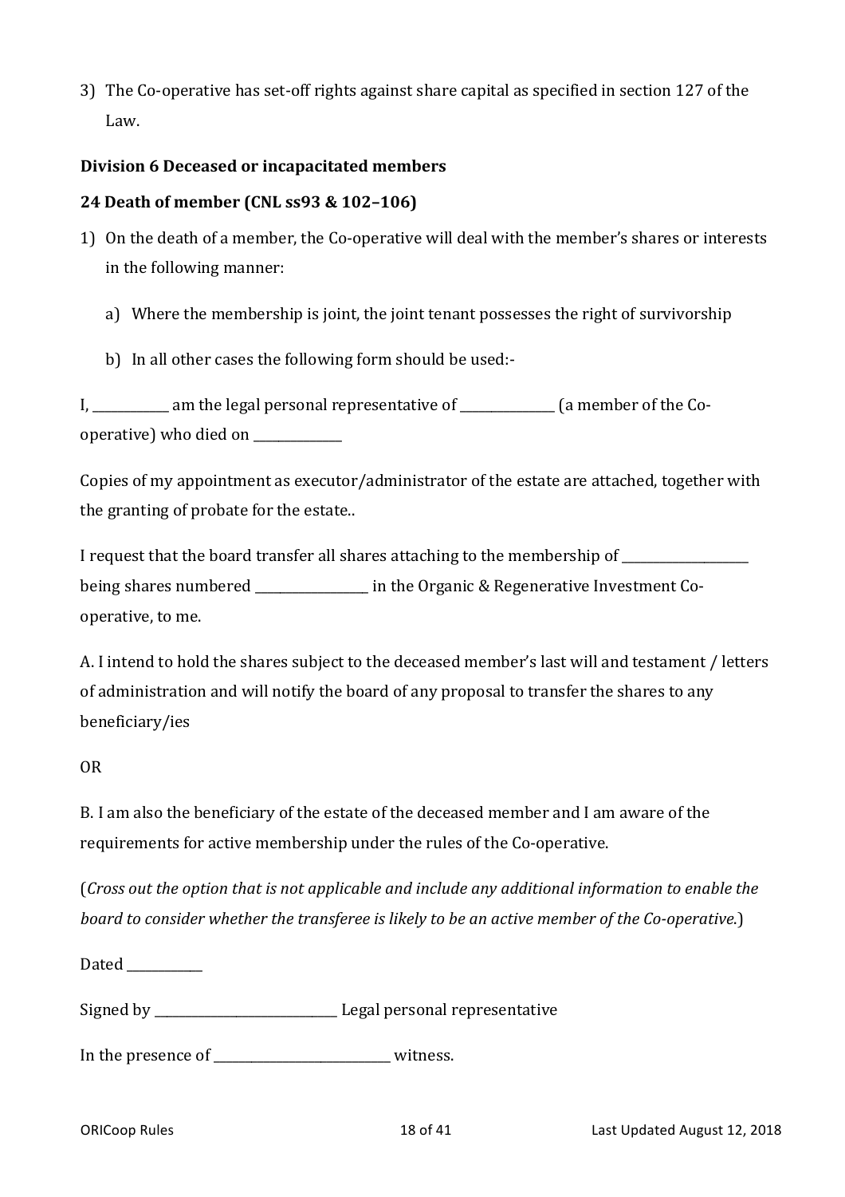3) The Co-operative has set-off rights against share capital as specified in section 127 of the Law.

**Division 6 Deceased or incapacitated members**

**24 Death of member (CNL ss93 & 102–106)**

1) On the death of a member, the Co-operative will deal with the member's shares or interests in the following manner:

   a) Where the membership is joint, the joint tenant possesses the right of survivorship

   b) In all other cases the following form should be used:-

I, ____________ am the legal personal representative of _______________ (a member of the Co-operative) who died on ______________

Copies of my appointment as executor/administrator of the estate are attached, together with the granting of probate for the estate..

I request that the board transfer all shares attaching to the membership of ____________________ being shares numbered __________________ in the Organic & Regenerative Investment Co-operative, to me.

A. I intend to hold the shares subject to the deceased member's last will and testament / letters of administration and will notify the board of any proposal to transfer the shares to any beneficiary/ies

OR

B. I am also the beneficiary of the estate of the deceased member and I am aware of the requirements for active membership under the rules of the Co-operative.

(*Cross out the option that is not applicable and include any additional information to enable the board to consider whether the transferee is likely to be an active member of the Co-operative.*)

Dated ____________

Signed by ____________________________ Legal personal representative

In the presence of ___________________________ witness.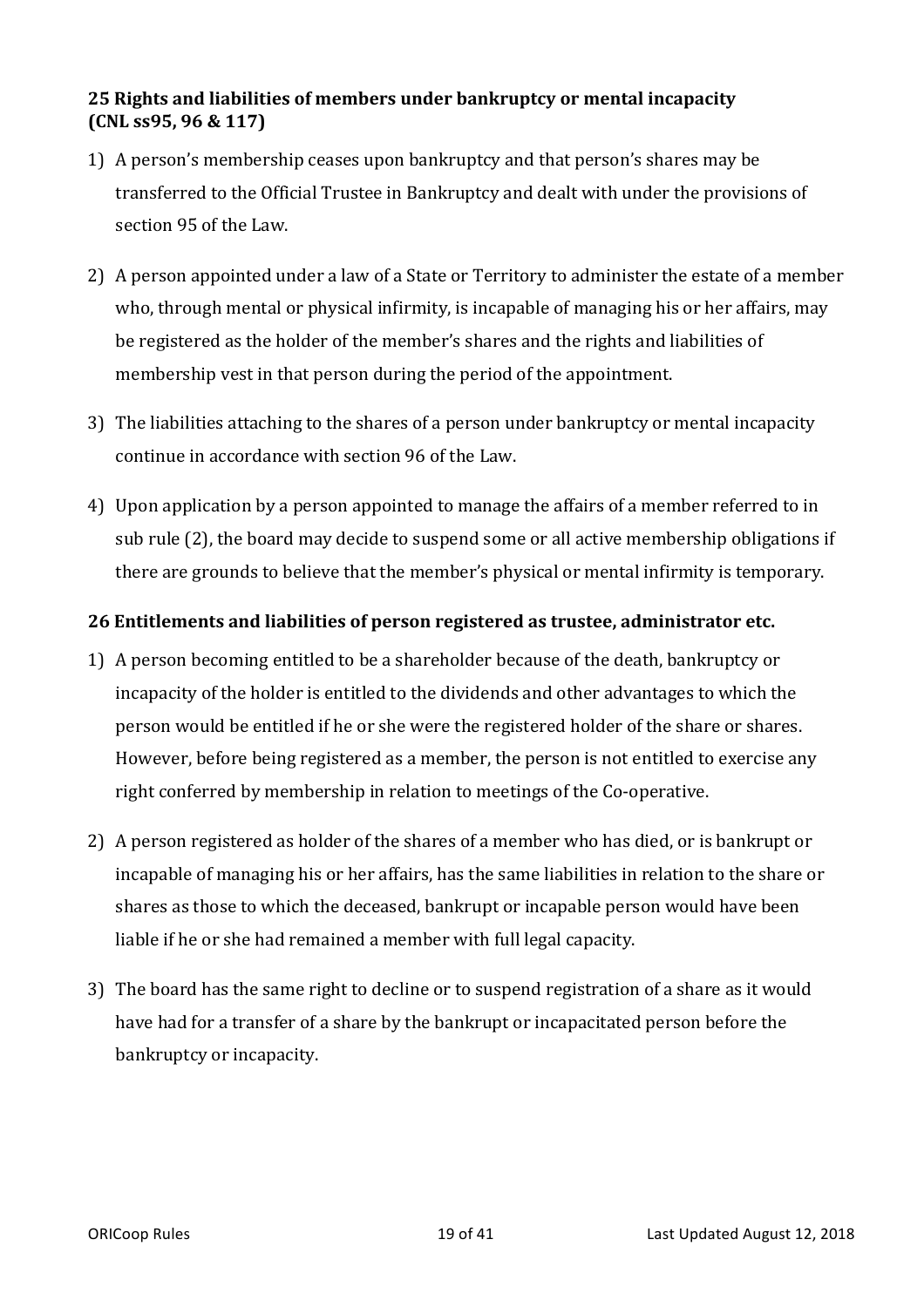### 25 Rights and liabilities of members under bankruptcy or mental incapacity (CNL ss95, 96 & 117)

1) A person's membership ceases upon bankruptcy and that person's shares may be transferred to the Official Trustee in Bankruptcy and dealt with under the provisions of section 95 of the Law.

2) A person appointed under a law of a State or Territory to administer the estate of a member who, through mental or physical infirmity, is incapable of managing his or her affairs, may be registered as the holder of the member's shares and the rights and liabilities of membership vest in that person during the period of the appointment.

3) The liabilities attaching to the shares of a person under bankruptcy or mental incapacity continue in accordance with section 96 of the Law.

4) Upon application by a person appointed to manage the affairs of a member referred to in sub rule (2), the board may decide to suspend some or all active membership obligations if there are grounds to believe that the member's physical or mental infirmity is temporary.

### 26 Entitlements and liabilities of person registered as trustee, administrator etc.

1) A person becoming entitled to be a shareholder because of the death, bankruptcy or incapacity of the holder is entitled to the dividends and other advantages to which the person would be entitled if he or she were the registered holder of the share or shares. However, before being registered as a member, the person is not entitled to exercise any right conferred by membership in relation to meetings of the Co-operative.

2) A person registered as holder of the shares of a member who has died, or is bankrupt or incapable of managing his or her affairs, has the same liabilities in relation to the share or shares as those to which the deceased, bankrupt or incapable person would have been liable if he or she had remained a member with full legal capacity.

3) The board has the same right to decline or to suspend registration of a share as it would have had for a transfer of a share by the bankrupt or incapacitated person before the bankruptcy or incapacity.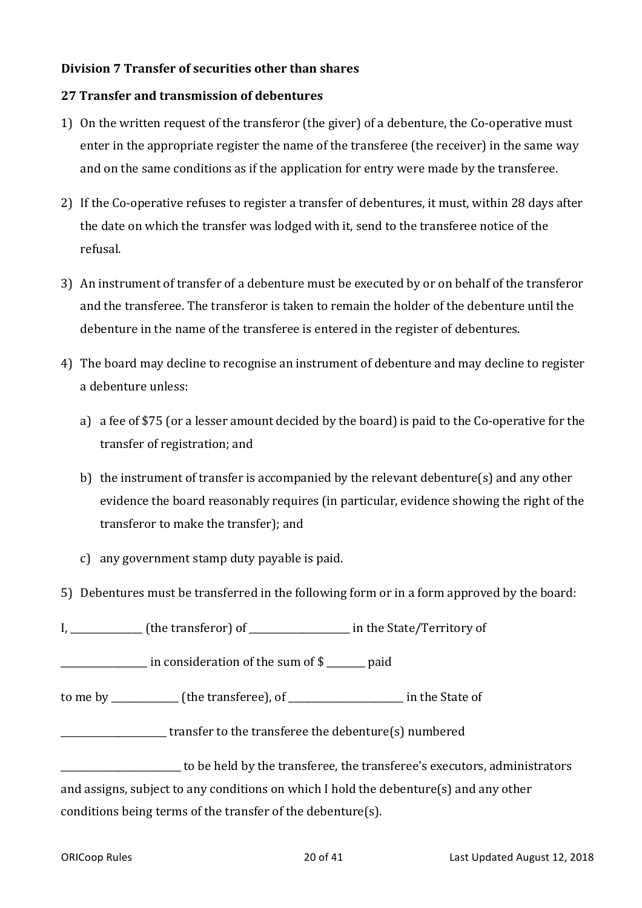**Division 7 Transfer of securities other than shares**

**27 Transfer and transmission of debentures**

1) On the written request of the transferor (the giver) of a debenture, the Co-operative must enter in the appropriate register the name of the transferee (the receiver) in the same way and on the same conditions as if the application for entry were made by the transferee.

2) If the Co-operative refuses to register a transfer of debentures, it must, within 28 days after the date on which the transfer was lodged with it, send to the transferee notice of the refusal.

3) An instrument of transfer of a debenture must be executed by or on behalf of the transferor and the transferee. The transferor is taken to remain the holder of the debenture until the debenture in the name of the transferee is entered in the register of debentures.

4) The board may decline to recognise an instrument of debenture and may decline to register a debenture unless:

   a) a fee of $75 (or a lesser amount decided by the board) is paid to the Co-operative for the transfer of registration; and

   b) the instrument of transfer is accompanied by the relevant debenture(s) and any other evidence the board reasonably requires (in particular, evidence showing the right of the transferor to make the transfer); and

   c) any government stamp duty payable is paid.

5) Debentures must be transferred in the following form or in a form approved by the board:

I, ______________ (the transferor) of ____________________ in the State/Territory of

_________________ in consideration of the sum of $ ________ paid

to me by _____________ (the transferee), of _______________________ in the State of

_____________________ transfer to the transferee the debenture(s) numbered

________________________ to be held by the transferee, the transferee's executors, administrators and assigns, subject to any conditions on which I hold the debenture(s) and any other conditions being terms of the transfer of the debenture(s).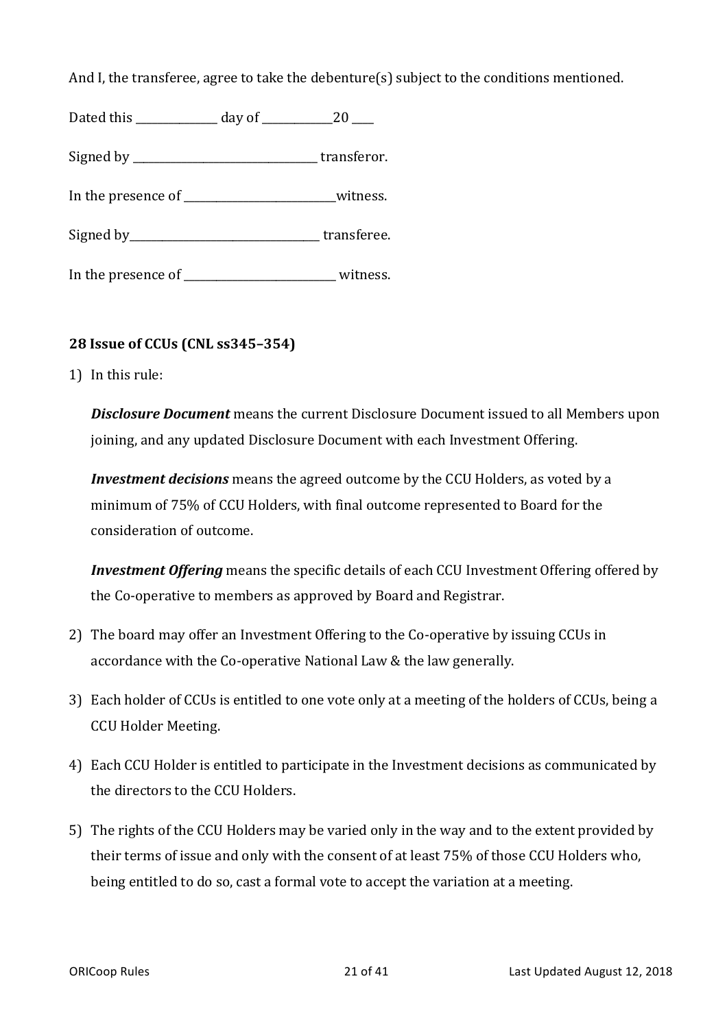And I, the transferee, agree to take the debenture(s) subject to the conditions mentioned.

Dated this ______________ day of ____________20 ____

Signed by ________________________________ transferor.

In the presence of __________________________witness.

Signed by_________________________________ transferee.

In the presence of __________________________ witness.

### 28 Issue of CCUs (CNL ss345–354)

1) In this rule:

   ***Disclosure Document*** means the current Disclosure Document issued to all Members upon joining, and any updated Disclosure Document with each Investment Offering.

   ***Investment decisions*** means the agreed outcome by the CCU Holders, as voted by a minimum of 75% of CCU Holders, with final outcome represented to Board for the consideration of outcome.

   ***Investment Offering*** means the specific details of each CCU Investment Offering offered by the Co-operative to members as approved by Board and Registrar.

2) The board may offer an Investment Offering to the Co-operative by issuing CCUs in accordance with the Co-operative National Law & the law generally.

3) Each holder of CCUs is entitled to one vote only at a meeting of the holders of CCUs, being a CCU Holder Meeting.

4) Each CCU Holder is entitled to participate in the Investment decisions as communicated by the directors to the CCU Holders.

5) The rights of the CCU Holders may be varied only in the way and to the extent provided by their terms of issue and only with the consent of at least 75% of those CCU Holders who, being entitled to do so, cast a formal vote to accept the variation at a meeting.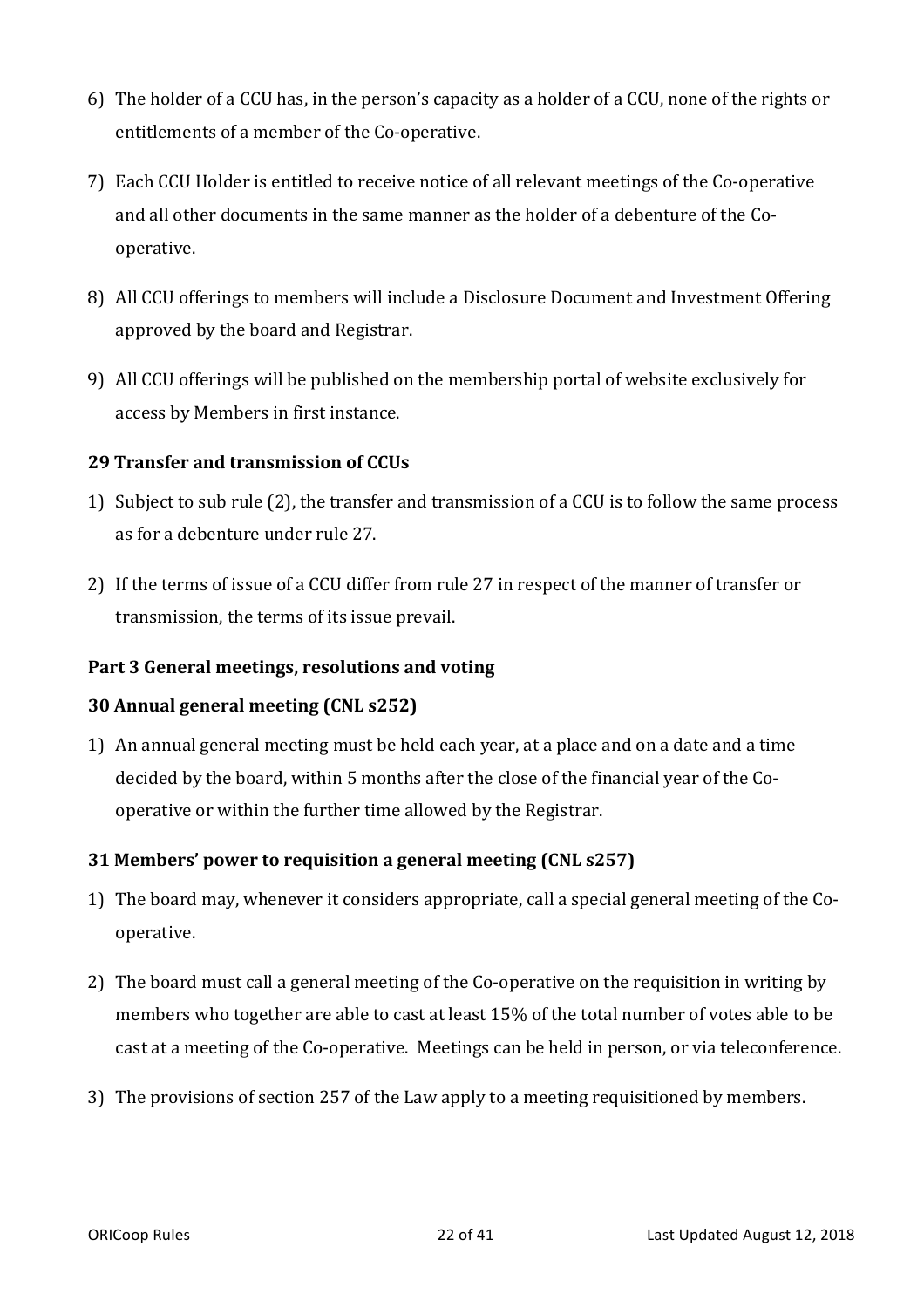6) The holder of a CCU has, in the person's capacity as a holder of a CCU, none of the rights or entitlements of a member of the Co-operative.

7) Each CCU Holder is entitled to receive notice of all relevant meetings of the Co-operative and all other documents in the same manner as the holder of a debenture of the Co-operative.

8) All CCU offerings to members will include a Disclosure Document and Investment Offering approved by the board and Registrar.

9) All CCU offerings will be published on the membership portal of website exclusively for access by Members in first instance.

**29 Transfer and transmission of CCUs**

1) Subject to sub rule (2), the transfer and transmission of a CCU is to follow the same process as for a debenture under rule 27.

2) If the terms of issue of a CCU differ from rule 27 in respect of the manner of transfer or transmission, the terms of its issue prevail.

**Part 3 General meetings, resolutions and voting**

**30 Annual general meeting (CNL s252)**

1) An annual general meeting must be held each year, at a place and on a date and a time decided by the board, within 5 months after the close of the financial year of the Co-operative or within the further time allowed by the Registrar.

**31 Members' power to requisition a general meeting (CNL s257)**

1) The board may, whenever it considers appropriate, call a special general meeting of the Co-operative.

2) The board must call a general meeting of the Co-operative on the requisition in writing by members who together are able to cast at least 15% of the total number of votes able to be cast at a meeting of the Co-operative. Meetings can be held in person, or via teleconference.

3) The provisions of section 257 of the Law apply to a meeting requisitioned by members.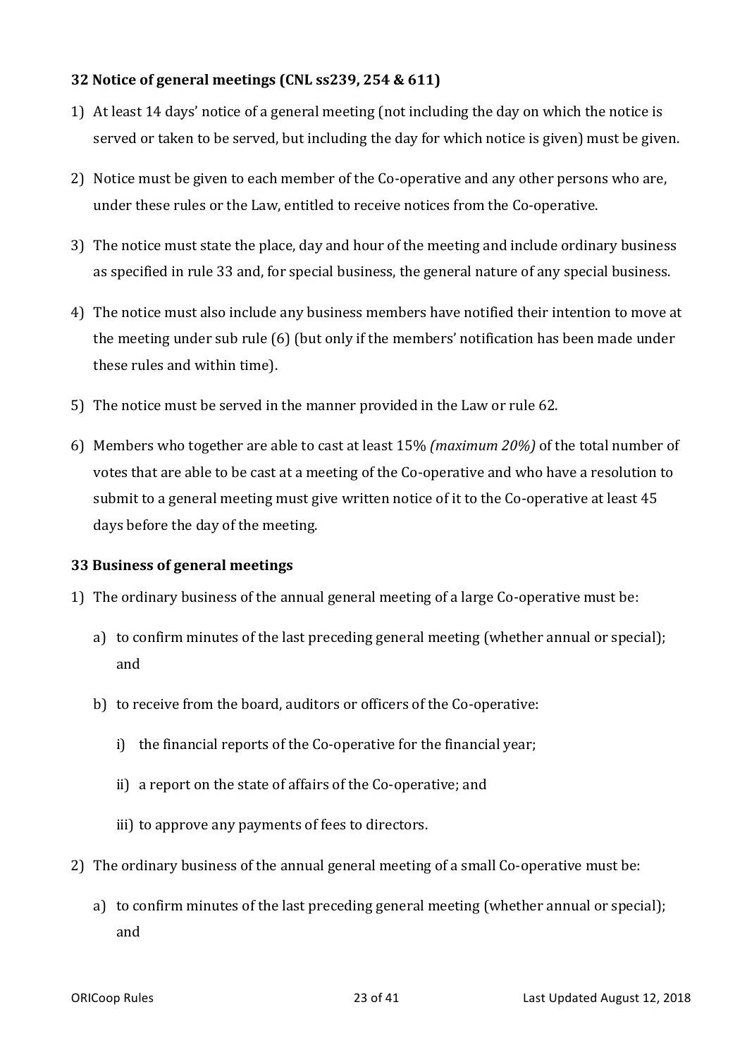### 32 Notice of general meetings (CNL ss239, 254 & 611)

1) At least 14 days' notice of a general meeting (not including the day on which the notice is served or taken to be served, but including the day for which notice is given) must be given.

2) Notice must be given to each member of the Co-operative and any other persons who are, under these rules or the Law, entitled to receive notices from the Co-operative.

3) The notice must state the place, day and hour of the meeting and include ordinary business as specified in rule 33 and, for special business, the general nature of any special business.

4) The notice must also include any business members have notified their intention to move at the meeting under sub rule (6) (but only if the members' notification has been made under these rules and within time).

5) The notice must be served in the manner provided in the Law or rule 62.

6) Members who together are able to cast at least 15% *(maximum 20%)* of the total number of votes that are able to be cast at a meeting of the Co-operative and who have a resolution to submit to a general meeting must give written notice of it to the Co-operative at least 45 days before the day of the meeting.

### 33 Business of general meetings

1) The ordinary business of the annual general meeting of a large Co-operative must be:

   a) to confirm minutes of the last preceding general meeting (whether annual or special); and

   b) to receive from the board, auditors or officers of the Co-operative:

      i) the financial reports of the Co-operative for the financial year;

      ii) a report on the state of affairs of the Co-operative; and

      iii) to approve any payments of fees to directors.

2) The ordinary business of the annual general meeting of a small Co-operative must be:

   a) to confirm minutes of the last preceding general meeting (whether annual or special); and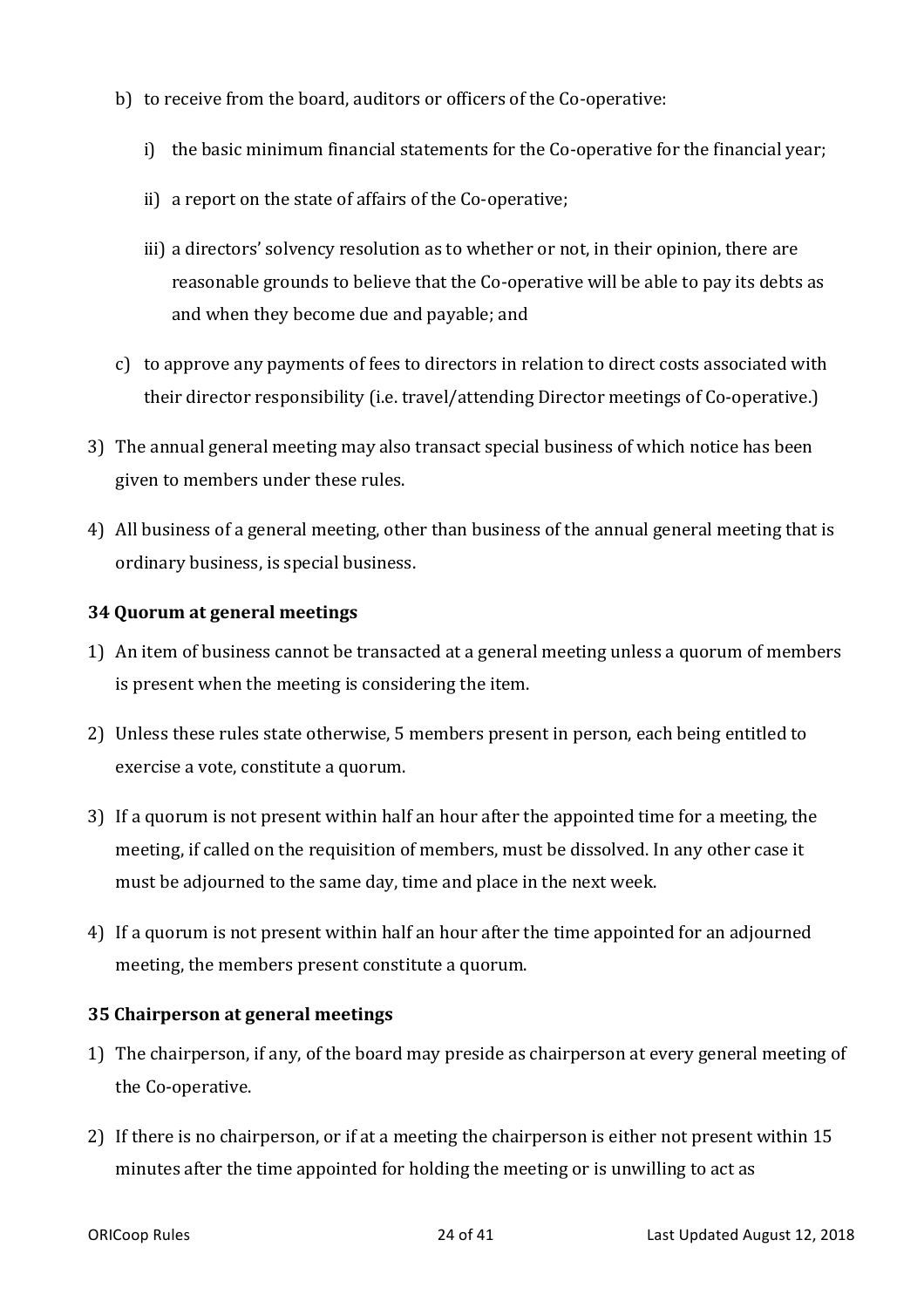b) to receive from the board, auditors or officers of the Co-operative:

   i) the basic minimum financial statements for the Co-operative for the financial year;

   ii) a report on the state of affairs of the Co-operative;

   iii) a directors' solvency resolution as to whether or not, in their opinion, there are reasonable grounds to believe that the Co-operative will be able to pay its debts as and when they become due and payable; and

c) to approve any payments of fees to directors in relation to direct costs associated with their director responsibility (i.e. travel/attending Director meetings of Co-operative.)

3) The annual general meeting may also transact special business of which notice has been given to members under these rules.

4) All business of a general meeting, other than business of the annual general meeting that is ordinary business, is special business.

### 34 Quorum at general meetings

1) An item of business cannot be transacted at a general meeting unless a quorum of members is present when the meeting is considering the item.

2) Unless these rules state otherwise, 5 members present in person, each being entitled to exercise a vote, constitute a quorum.

3) If a quorum is not present within half an hour after the appointed time for a meeting, the meeting, if called on the requisition of members, must be dissolved. In any other case it must be adjourned to the same day, time and place in the next week.

4) If a quorum is not present within half an hour after the time appointed for an adjourned meeting, the members present constitute a quorum.

### 35 Chairperson at general meetings

1) The chairperson, if any, of the board may preside as chairperson at every general meeting of the Co-operative.

2) If there is no chairperson, or if at a meeting the chairperson is either not present within 15 minutes after the time appointed for holding the meeting or is unwilling to act as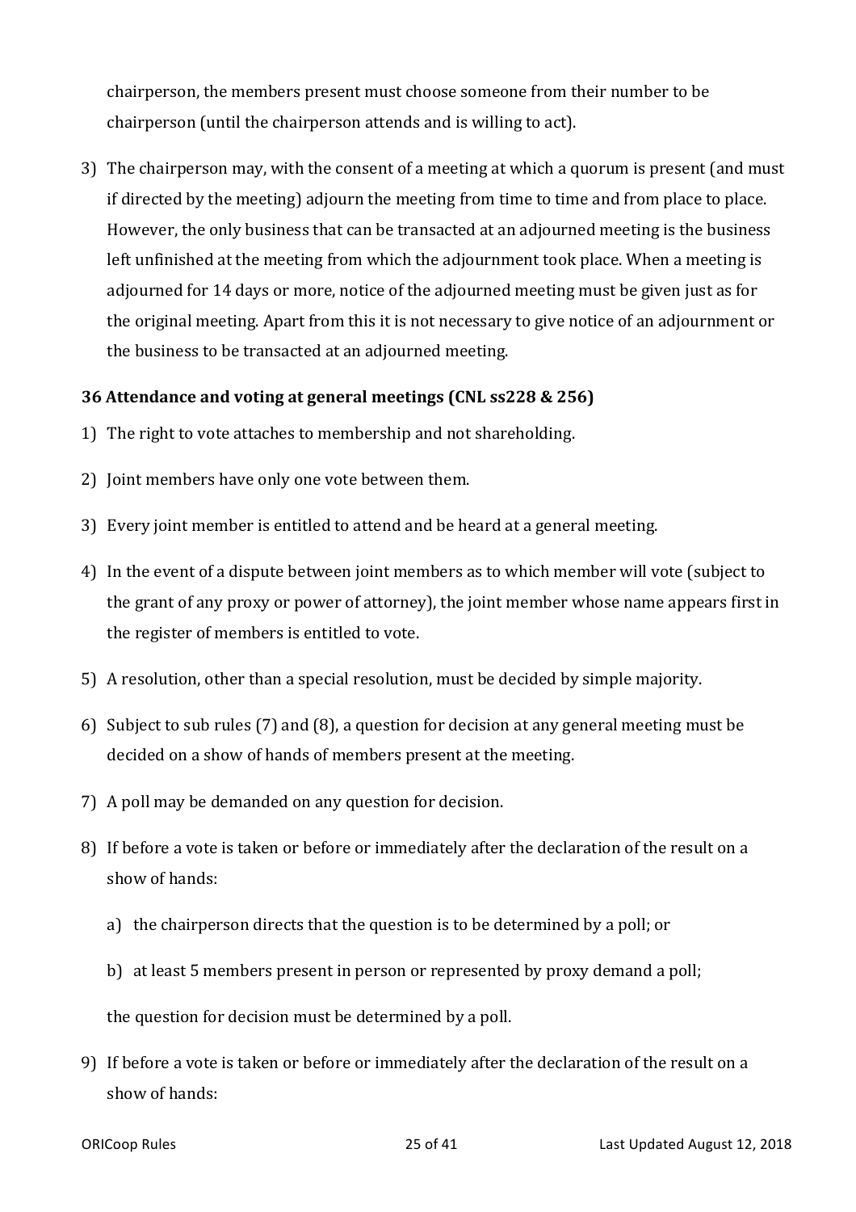chairperson, the members present must choose someone from their number to be chairperson (until the chairperson attends and is willing to act).

3) The chairperson may, with the consent of a meeting at which a quorum is present (and must if directed by the meeting) adjourn the meeting from time to time and from place to place. However, the only business that can be transacted at an adjourned meeting is the business left unfinished at the meeting from which the adjournment took place. When a meeting is adjourned for 14 days or more, notice of the adjourned meeting must be given just as for the original meeting. Apart from this it is not necessary to give notice of an adjournment or the business to be transacted at an adjourned meeting.

### 36 Attendance and voting at general meetings (CNL ss228 & 256)

1) The right to vote attaches to membership and not shareholding.

2) Joint members have only one vote between them.

3) Every joint member is entitled to attend and be heard at a general meeting.

4) In the event of a dispute between joint members as to which member will vote (subject to the grant of any proxy or power of attorney), the joint member whose name appears first in the register of members is entitled to vote.

5) A resolution, other than a special resolution, must be decided by simple majority.

6) Subject to sub rules (7) and (8), a question for decision at any general meeting must be decided on a show of hands of members present at the meeting.

7) A poll may be demanded on any question for decision.

8) If before a vote is taken or before or immediately after the declaration of the result on a show of hands:

   a) the chairperson directs that the question is to be determined by a poll; or

   b) at least 5 members present in person or represented by proxy demand a poll;

   the question for decision must be determined by a poll.

9) If before a vote is taken or before or immediately after the declaration of the result on a show of hands: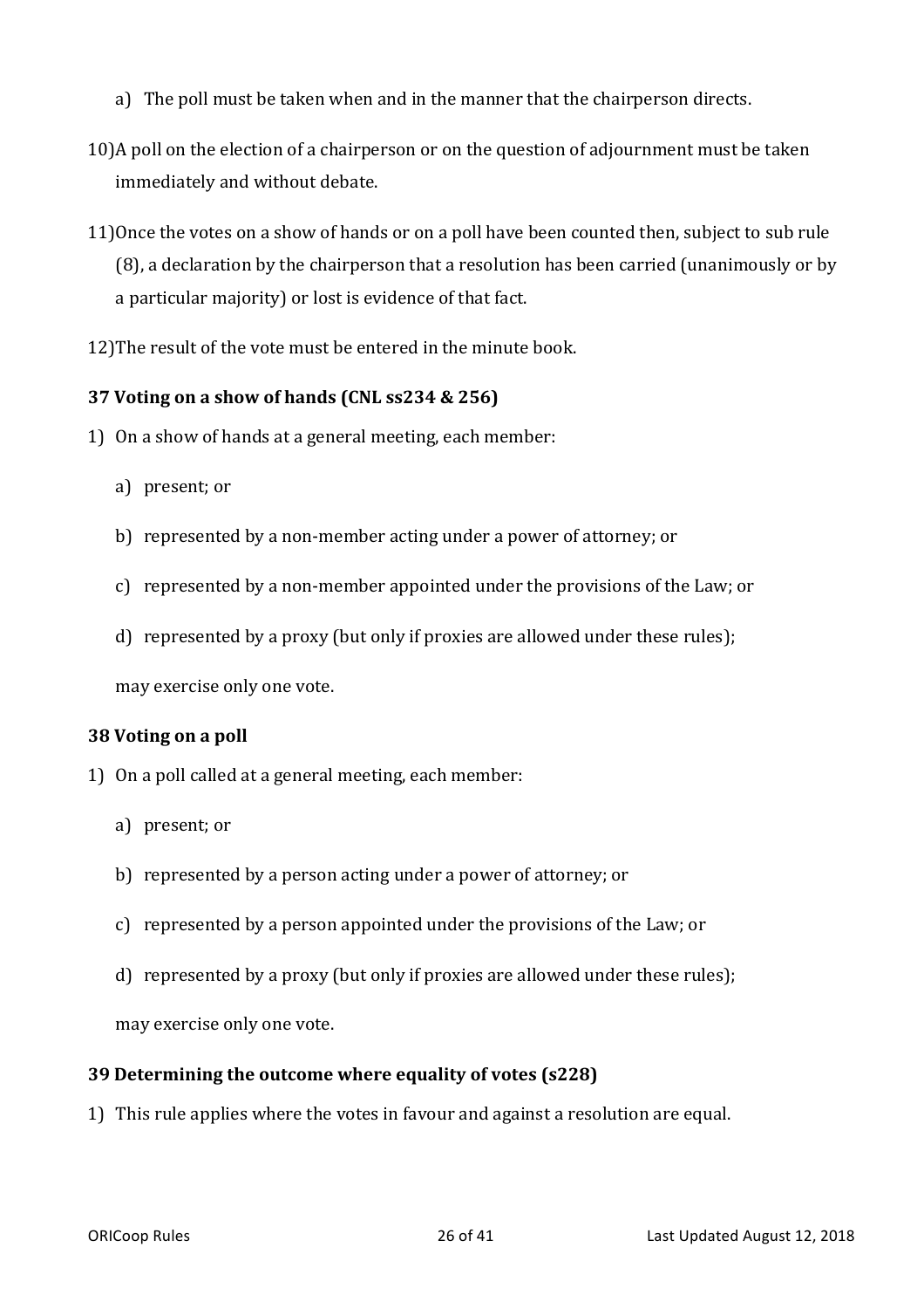a) The poll must be taken when and in the manner that the chairperson directs.

10) A poll on the election of a chairperson or on the question of adjournment must be taken immediately and without debate.

11) Once the votes on a show of hands or on a poll have been counted then, subject to sub rule (8), a declaration by the chairperson that a resolution has been carried (unanimously or by a particular majority) or lost is evidence of that fact.

12) The result of the vote must be entered in the minute book.

### 37 Voting on a show of hands (CNL ss234 & 256)

1) On a show of hands at a general meeting, each member:

    a) present; or

    b) represented by a non-member acting under a power of attorney; or

    c) represented by a non-member appointed under the provisions of the Law; or

    d) represented by a proxy (but only if proxies are allowed under these rules);

    may exercise only one vote.

### 38 Voting on a poll

1) On a poll called at a general meeting, each member:

    a) present; or

    b) represented by a person acting under a power of attorney; or

    c) represented by a person appointed under the provisions of the Law; or

    d) represented by a proxy (but only if proxies are allowed under these rules);

    may exercise only one vote.

### 39 Determining the outcome where equality of votes (s228)

1) This rule applies where the votes in favour and against a resolution are equal.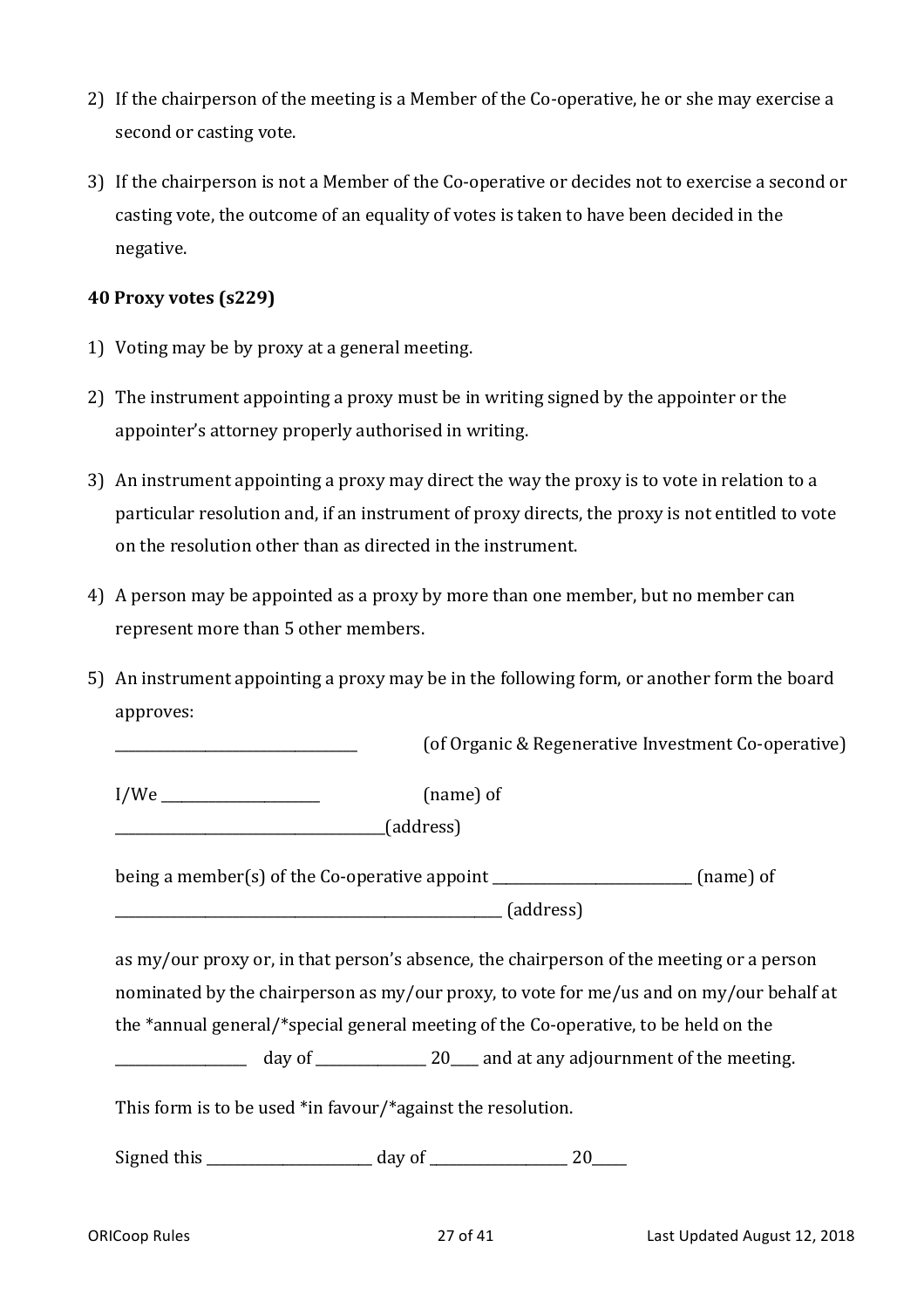2) If the chairperson of the meeting is a Member of the Co-operative, he or she may exercise a second or casting vote.

3) If the chairperson is not a Member of the Co-operative or decides not to exercise a second or casting vote, the outcome of an equality of votes is taken to have been decided in the negative.

**40 Proxy votes (s229)**

1) Voting may be by proxy at a general meeting.

2) The instrument appointing a proxy must be in writing signed by the appointer or the appointer's attorney properly authorised in writing.

3) An instrument appointing a proxy may direct the way the proxy is to vote in relation to a particular resolution and, if an instrument of proxy directs, the proxy is not entitled to vote on the resolution other than as directed in the instrument.

4) A person may be appointed as a proxy by more than one member, but no member can represent more than 5 other members.

5) An instrument appointing a proxy may be in the following form, or another form the board approves:

   ______________________________ (of Organic & Regenerative Investment Co-operative)

   I/We ____________________ (name) of

   __________________________________(address)

   being a member(s) of the Co-operative appoint ________________________ (name) of

   ________________________________________________ (address)

   as my/our proxy or, in that person's absence, the chairperson of the meeting or a person nominated by the chairperson as my/our proxy, to vote for me/us and on my/our behalf at the *annual general/*special general meeting of the Co-operative, to be held on the

   _______________ day of ______________ 20____ and at any adjournment of the meeting.

   This form is to be used *in favour/*against the resolution.

   Signed this _____________________ day of _________________ 20_____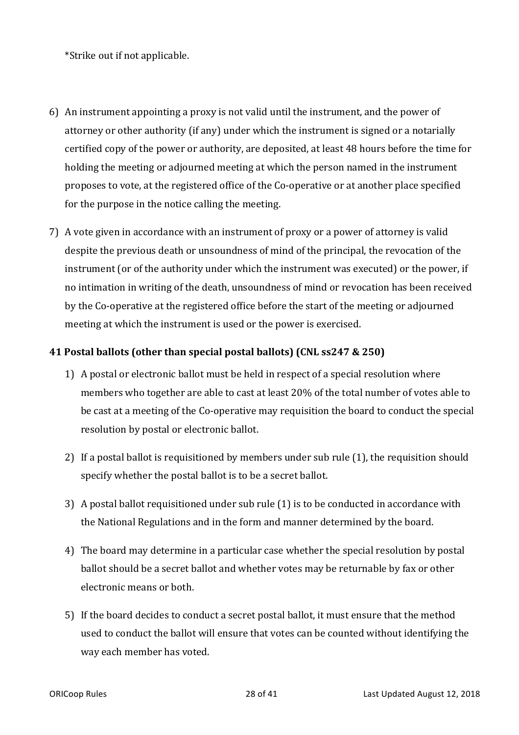*Strike out if not applicable.

6) An instrument appointing a proxy is not valid until the instrument, and the power of attorney or other authority (if any) under which the instrument is signed or a notarially certified copy of the power or authority, are deposited, at least 48 hours before the time for holding the meeting or adjourned meeting at which the person named in the instrument proposes to vote, at the registered office of the Co-operative or at another place specified for the purpose in the notice calling the meeting.

7) A vote given in accordance with an instrument of proxy or a power of attorney is valid despite the previous death or unsoundness of mind of the principal, the revocation of the instrument (or of the authority under which the instrument was executed) or the power, if no intimation in writing of the death, unsoundness of mind or revocation has been received by the Co-operative at the registered office before the start of the meeting or adjourned meeting at which the instrument is used or the power is exercised.

**41 Postal ballots (other than special postal ballots) (CNL ss247 & 250)**

1) A postal or electronic ballot must be held in respect of a special resolution where members who together are able to cast at least 20% of the total number of votes able to be cast at a meeting of the Co-operative may requisition the board to conduct the special resolution by postal or electronic ballot.

2) If a postal ballot is requisitioned by members under sub rule (1), the requisition should specify whether the postal ballot is to be a secret ballot.

3) A postal ballot requisitioned under sub rule (1) is to be conducted in accordance with the National Regulations and in the form and manner determined by the board.

4) The board may determine in a particular case whether the special resolution by postal ballot should be a secret ballot and whether votes may be returnable by fax or other electronic means or both.

5) If the board decides to conduct a secret postal ballot, it must ensure that the method used to conduct the ballot will ensure that votes can be counted without identifying the way each member has voted.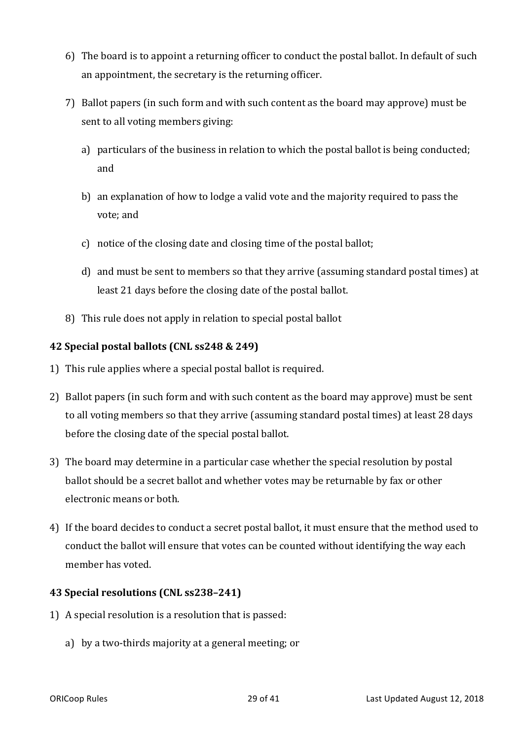6) The board is to appoint a returning officer to conduct the postal ballot. In default of such an appointment, the secretary is the returning officer.

7) Ballot papers (in such form and with such content as the board may approve) must be sent to all voting members giving:

    a) particulars of the business in relation to which the postal ballot is being conducted; and

    b) an explanation of how to lodge a valid vote and the majority required to pass the vote; and

    c) notice of the closing date and closing time of the postal ballot;

    d) and must be sent to members so that they arrive (assuming standard postal times) at least 21 days before the closing date of the postal ballot.

8) This rule does not apply in relation to special postal ballot

**42 Special postal ballots (CNL ss248 & 249)**

1) This rule applies where a special postal ballot is required.

2) Ballot papers (in such form and with such content as the board may approve) must be sent to all voting members so that they arrive (assuming standard postal times) at least 28 days before the closing date of the special postal ballot.

3) The board may determine in a particular case whether the special resolution by postal ballot should be a secret ballot and whether votes may be returnable by fax or other electronic means or both.

4) If the board decides to conduct a secret postal ballot, it must ensure that the method used to conduct the ballot will ensure that votes can be counted without identifying the way each member has voted.

**43 Special resolutions (CNL ss238–241)**

1) A special resolution is a resolution that is passed:

    a) by a two-thirds majority at a general meeting; or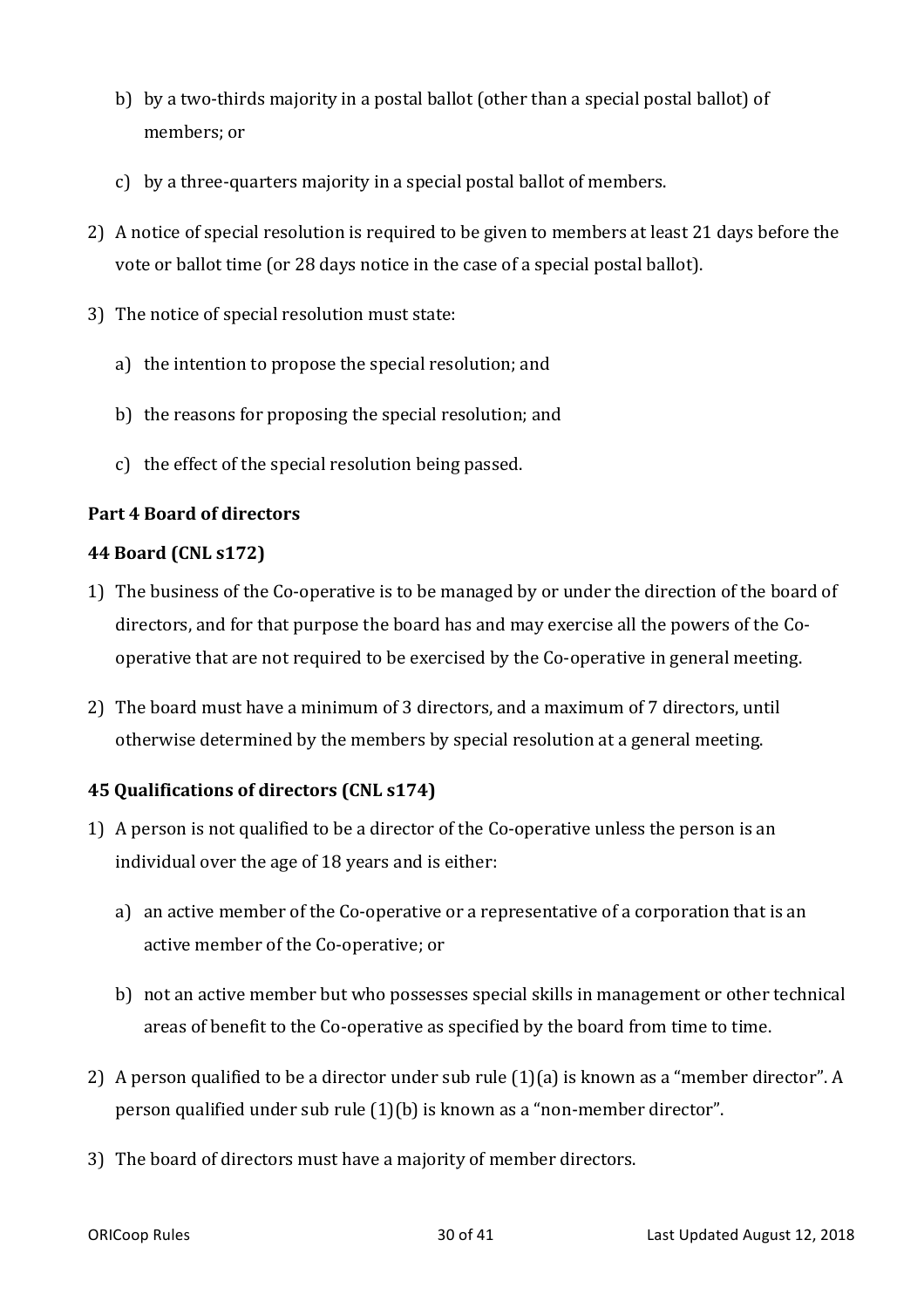b) by a two-thirds majority in a postal ballot (other than a special postal ballot) of members; or

c) by a three-quarters majority in a special postal ballot of members.

2) A notice of special resolution is required to be given to members at least 21 days before the vote or ballot time (or 28 days notice in the case of a special postal ballot).

3) The notice of special resolution must state:

   a) the intention to propose the special resolution; and

   b) the reasons for proposing the special resolution; and

   c) the effect of the special resolution being passed.

**Part 4 Board of directors**

**44 Board (CNL s172)**

1) The business of the Co-operative is to be managed by or under the direction of the board of directors, and for that purpose the board has and may exercise all the powers of the Co-operative that are not required to be exercised by the Co-operative in general meeting.

2) The board must have a minimum of 3 directors, and a maximum of 7 directors, until otherwise determined by the members by special resolution at a general meeting.

**45 Qualifications of directors (CNL s174)**

1) A person is not qualified to be a director of the Co-operative unless the person is an individual over the age of 18 years and is either:

   a) an active member of the Co-operative or a representative of a corporation that is an active member of the Co-operative; or

   b) not an active member but who possesses special skills in management or other technical areas of benefit to the Co-operative as specified by the board from time to time.

2) A person qualified to be a director under sub rule (1)(a) is known as a "member director". A person qualified under sub rule (1)(b) is known as a "non-member director".

3) The board of directors must have a majority of member directors.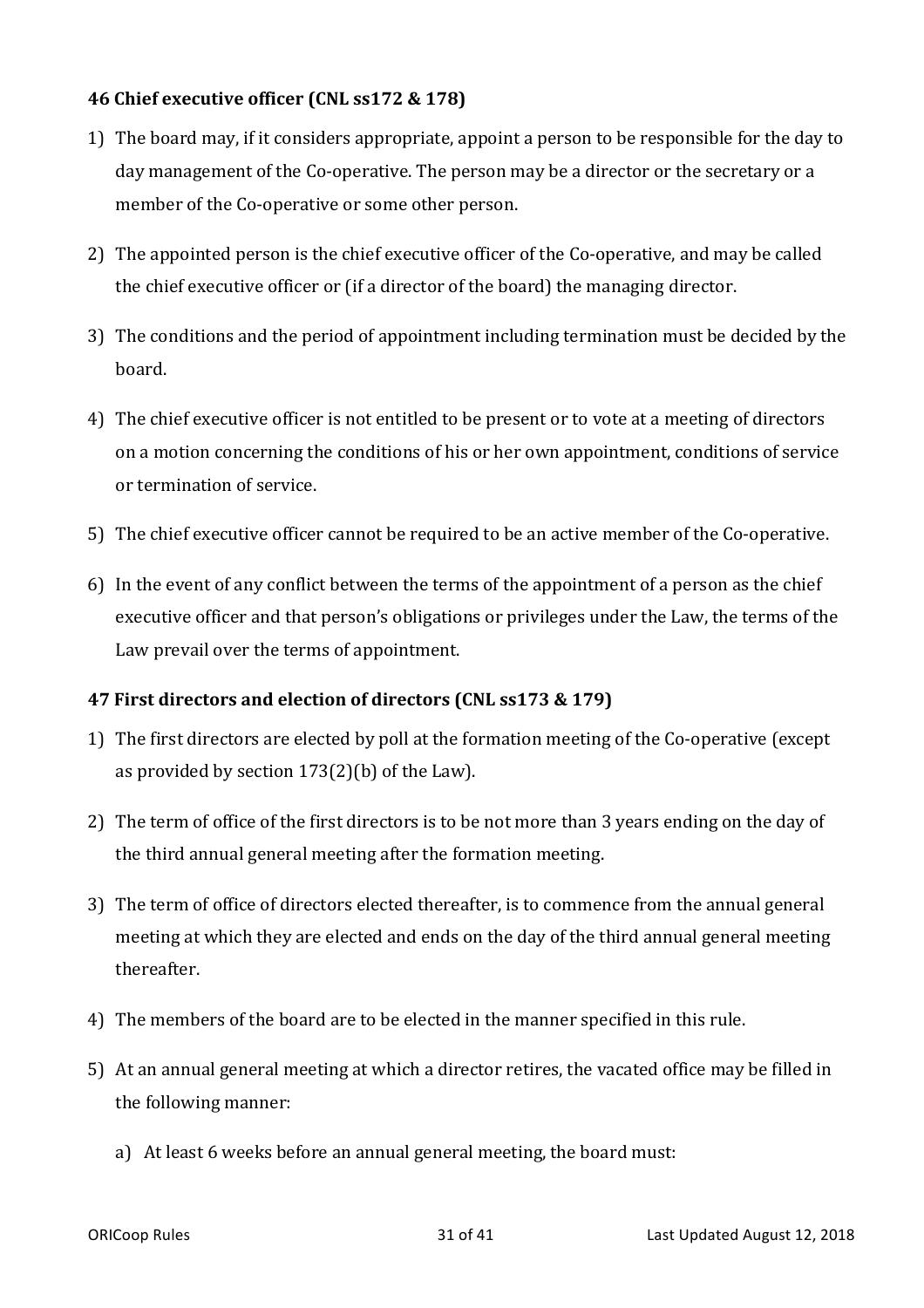### 46 Chief executive officer (CNL ss172 & 178)

1) The board may, if it considers appropriate, appoint a person to be responsible for the day to day management of the Co-operative. The person may be a director or the secretary or a member of the Co-operative or some other person.

2) The appointed person is the chief executive officer of the Co-operative, and may be called the chief executive officer or (if a director of the board) the managing director.

3) The conditions and the period of appointment including termination must be decided by the board.

4) The chief executive officer is not entitled to be present or to vote at a meeting of directors on a motion concerning the conditions of his or her own appointment, conditions of service or termination of service.

5) The chief executive officer cannot be required to be an active member of the Co-operative.

6) In the event of any conflict between the terms of the appointment of a person as the chief executive officer and that person's obligations or privileges under the Law, the terms of the Law prevail over the terms of appointment.

### 47 First directors and election of directors (CNL ss173 & 179)

1) The first directors are elected by poll at the formation meeting of the Co-operative (except as provided by section 173(2)(b) of the Law).

2) The term of office of the first directors is to be not more than 3 years ending on the day of the third annual general meeting after the formation meeting.

3) The term of office of directors elected thereafter, is to commence from the annual general meeting at which they are elected and ends on the day of the third annual general meeting thereafter.

4) The members of the board are to be elected in the manner specified in this rule.

5) At an annual general meeting at which a director retires, the vacated office may be filled in the following manner:

   a) At least 6 weeks before an annual general meeting, the board must: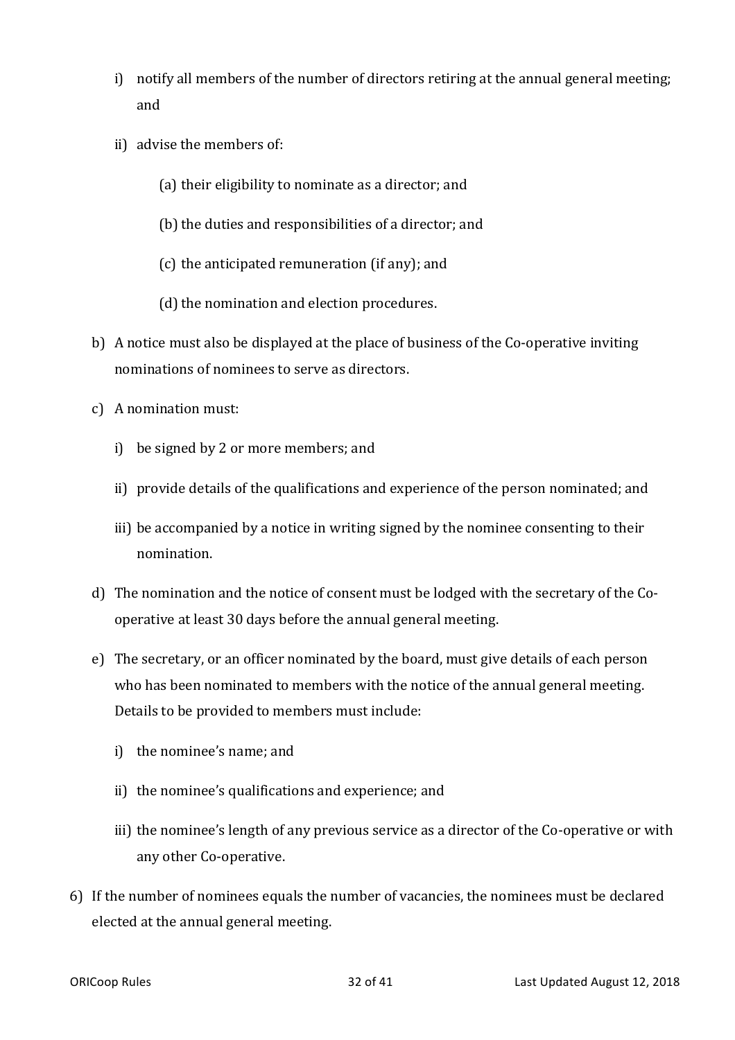i) notify all members of the number of directors retiring at the annual general meeting; and

   ii) advise the members of:

      (a) their eligibility to nominate as a director; and

      (b) the duties and responsibilities of a director; and

      (c) the anticipated remuneration (if any); and

      (d) the nomination and election procedures.

b) A notice must also be displayed at the place of business of the Co-operative inviting nominations of nominees to serve as directors.

c) A nomination must:

   i) be signed by 2 or more members; and

   ii) provide details of the qualifications and experience of the person nominated; and

   iii) be accompanied by a notice in writing signed by the nominee consenting to their nomination.

d) The nomination and the notice of consent must be lodged with the secretary of the Co-operative at least 30 days before the annual general meeting.

e) The secretary, or an officer nominated by the board, must give details of each person who has been nominated to members with the notice of the annual general meeting. Details to be provided to members must include:

   i) the nominee's name; and

   ii) the nominee's qualifications and experience; and

   iii) the nominee's length of any previous service as a director of the Co-operative or with any other Co-operative.

6) If the number of nominees equals the number of vacancies, the nominees must be declared elected at the annual general meeting.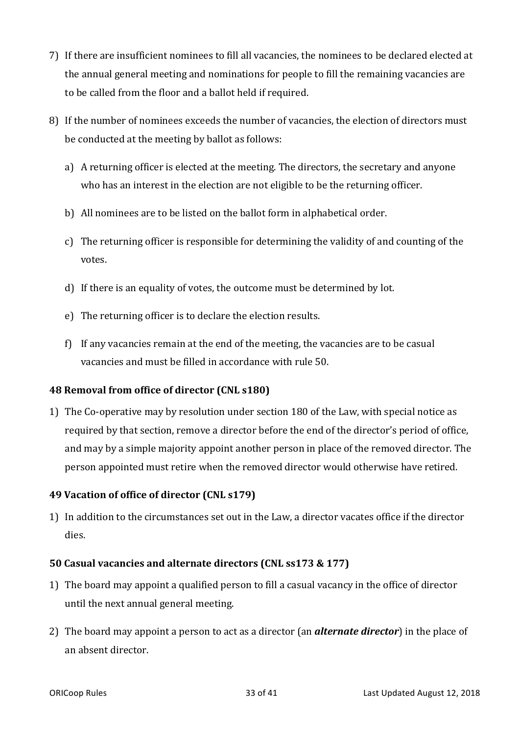7) If there are insufficient nominees to fill all vacancies, the nominees to be declared elected at the annual general meeting and nominations for people to fill the remaining vacancies are to be called from the floor and a ballot held if required.

8) If the number of nominees exceeds the number of vacancies, the election of directors must be conducted at the meeting by ballot as follows:

   a) A returning officer is elected at the meeting. The directors, the secretary and anyone who has an interest in the election are not eligible to be the returning officer.

   b) All nominees are to be listed on the ballot form in alphabetical order.

   c) The returning officer is responsible for determining the validity of and counting of the votes.

   d) If there is an equality of votes, the outcome must be determined by lot.

   e) The returning officer is to declare the election results.

   f) If any vacancies remain at the end of the meeting, the vacancies are to be casual vacancies and must be filled in accordance with rule 50.

### 48 Removal from office of director (CNL s180)

1) The Co-operative may by resolution under section 180 of the Law, with special notice as required by that section, remove a director before the end of the director's period of office, and may by a simple majority appoint another person in place of the removed director. The person appointed must retire when the removed director would otherwise have retired.

### 49 Vacation of office of director (CNL s179)

1) In addition to the circumstances set out in the Law, a director vacates office if the director dies.

### 50 Casual vacancies and alternate directors (CNL ss173 & 177)

1) The board may appoint a qualified person to fill a casual vacancy in the office of director until the next annual general meeting.

2) The board may appoint a person to act as a director (an ***alternate director***) in the place of an absent director.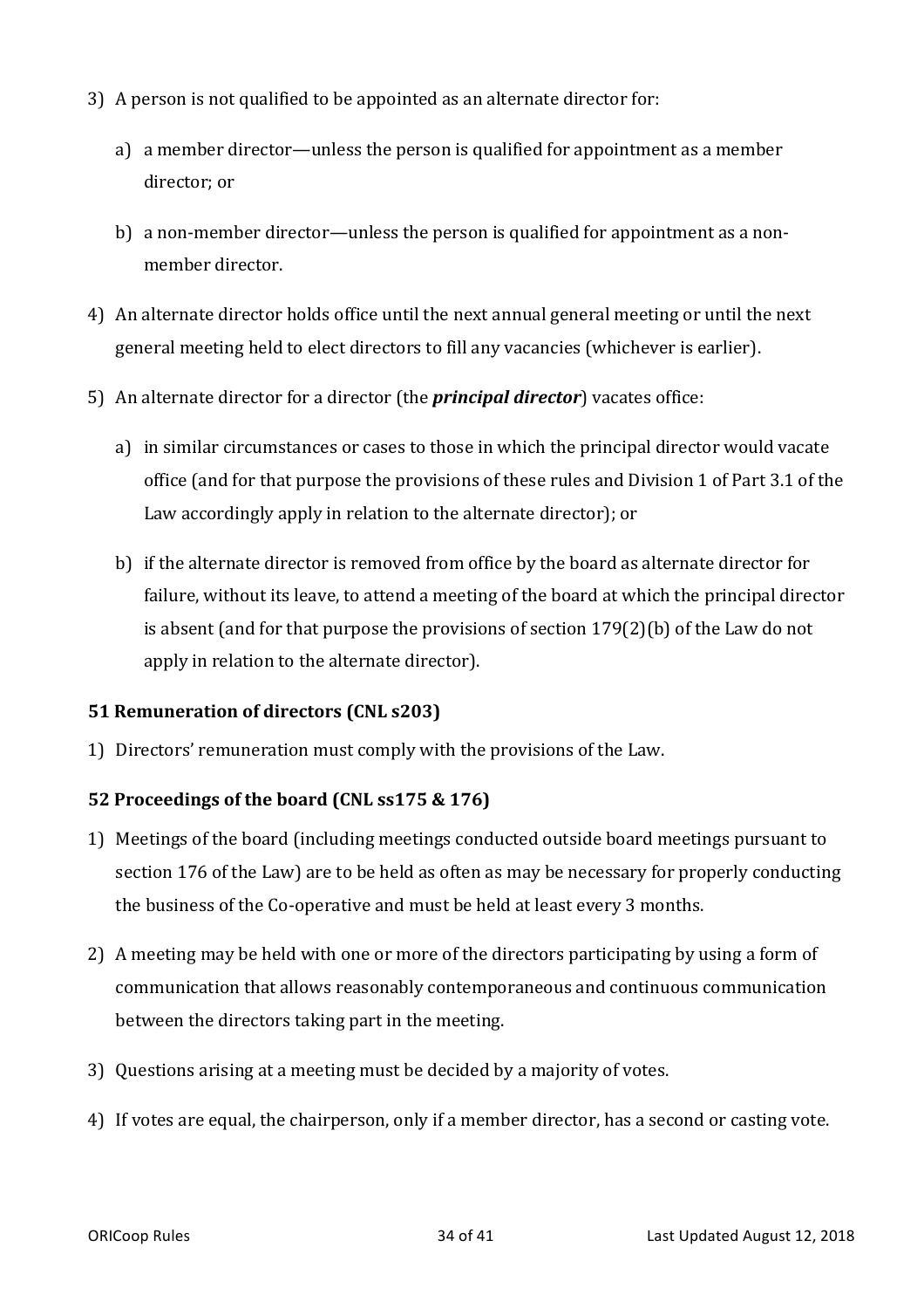3) A person is not qualified to be appointed as an alternate director for:

   a) a member director—unless the person is qualified for appointment as a member director; or

   b) a non-member director—unless the person is qualified for appointment as a non-member director.

4) An alternate director holds office until the next annual general meeting or until the next general meeting held to elect directors to fill any vacancies (whichever is earlier).

5) An alternate director for a director (the ***principal director***) vacates office:

   a) in similar circumstances or cases to those in which the principal director would vacate office (and for that purpose the provisions of these rules and Division 1 of Part 3.1 of the Law accordingly apply in relation to the alternate director); or

   b) if the alternate director is removed from office by the board as alternate director for failure, without its leave, to attend a meeting of the board at which the principal director is absent (and for that purpose the provisions of section 179(2)(b) of the Law do not apply in relation to the alternate director).

### 51 Remuneration of directors (CNL s203)

1) Directors' remuneration must comply with the provisions of the Law.

### 52 Proceedings of the board (CNL ss175 & 176)

1) Meetings of the board (including meetings conducted outside board meetings pursuant to section 176 of the Law) are to be held as often as may be necessary for properly conducting the business of the Co-operative and must be held at least every 3 months.

2) A meeting may be held with one or more of the directors participating by using a form of communication that allows reasonably contemporaneous and continuous communication between the directors taking part in the meeting.

3) Questions arising at a meeting must be decided by a majority of votes.

4) If votes are equal, the chairperson, only if a member director, has a second or casting vote.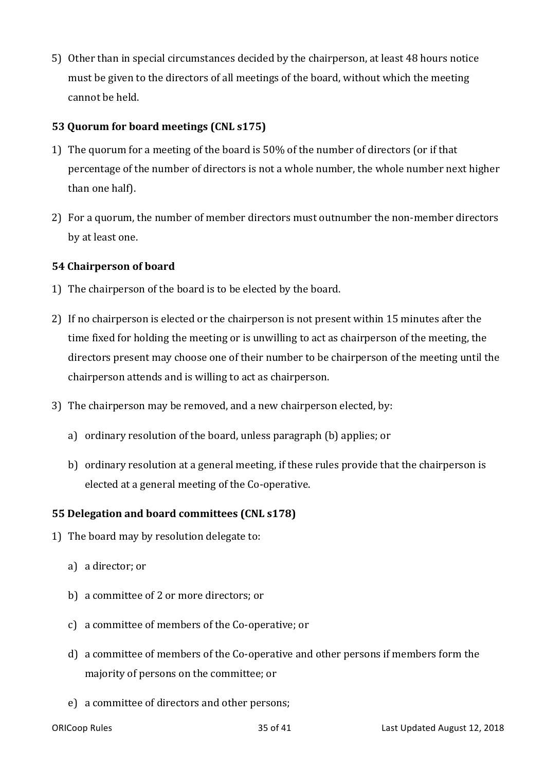5) Other than in special circumstances decided by the chairperson, at least 48 hours notice must be given to the directors of all meetings of the board, without which the meeting cannot be held.

### 53 Quorum for board meetings (CNL s175)

1) The quorum for a meeting of the board is 50% of the number of directors (or if that percentage of the number of directors is not a whole number, the whole number next higher than one half).

2) For a quorum, the number of member directors must outnumber the non-member directors by at least one.

### 54 Chairperson of board

1) The chairperson of the board is to be elected by the board.

2) If no chairperson is elected or the chairperson is not present within 15 minutes after the time fixed for holding the meeting or is unwilling to act as chairperson of the meeting, the directors present may choose one of their number to be chairperson of the meeting until the chairperson attends and is willing to act as chairperson.

3) The chairperson may be removed, and a new chairperson elected, by:

   a) ordinary resolution of the board, unless paragraph (b) applies; or

   b) ordinary resolution at a general meeting, if these rules provide that the chairperson is elected at a general meeting of the Co-operative.

### 55 Delegation and board committees (CNL s178)

1) The board may by resolution delegate to:

   a) a director; or

   b) a committee of 2 or more directors; or

   c) a committee of members of the Co-operative; or

   d) a committee of members of the Co-operative and other persons if members form the majority of persons on the committee; or

   e) a committee of directors and other persons;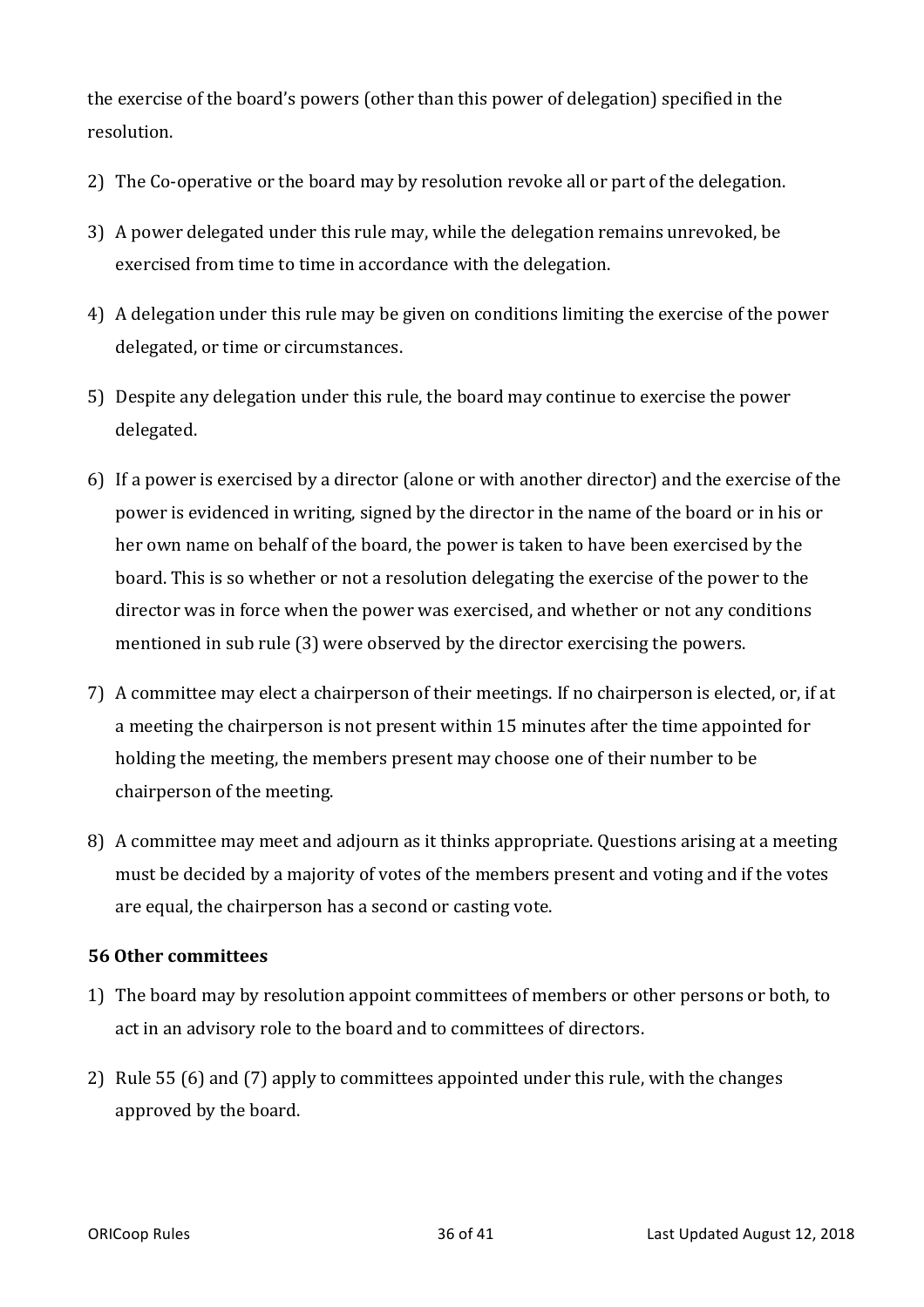the exercise of the board's powers (other than this power of delegation) specified in the resolution.

2) The Co-operative or the board may by resolution revoke all or part of the delegation.

3) A power delegated under this rule may, while the delegation remains unrevoked, be exercised from time to time in accordance with the delegation.

4) A delegation under this rule may be given on conditions limiting the exercise of the power delegated, or time or circumstances.

5) Despite any delegation under this rule, the board may continue to exercise the power delegated.

6) If a power is exercised by a director (alone or with another director) and the exercise of the power is evidenced in writing, signed by the director in the name of the board or in his or her own name on behalf of the board, the power is taken to have been exercised by the board. This is so whether or not a resolution delegating the exercise of the power to the director was in force when the power was exercised, and whether or not any conditions mentioned in sub rule (3) were observed by the director exercising the powers.

7) A committee may elect a chairperson of their meetings. If no chairperson is elected, or, if at a meeting the chairperson is not present within 15 minutes after the time appointed for holding the meeting, the members present may choose one of their number to be chairperson of the meeting.

8) A committee may meet and adjourn as it thinks appropriate. Questions arising at a meeting must be decided by a majority of votes of the members present and voting and if the votes are equal, the chairperson has a second or casting vote.

**56 Other committees**

1) The board may by resolution appoint committees of members or other persons or both, to act in an advisory role to the board and to committees of directors.

2) Rule 55 (6) and (7) apply to committees appointed under this rule, with the changes approved by the board.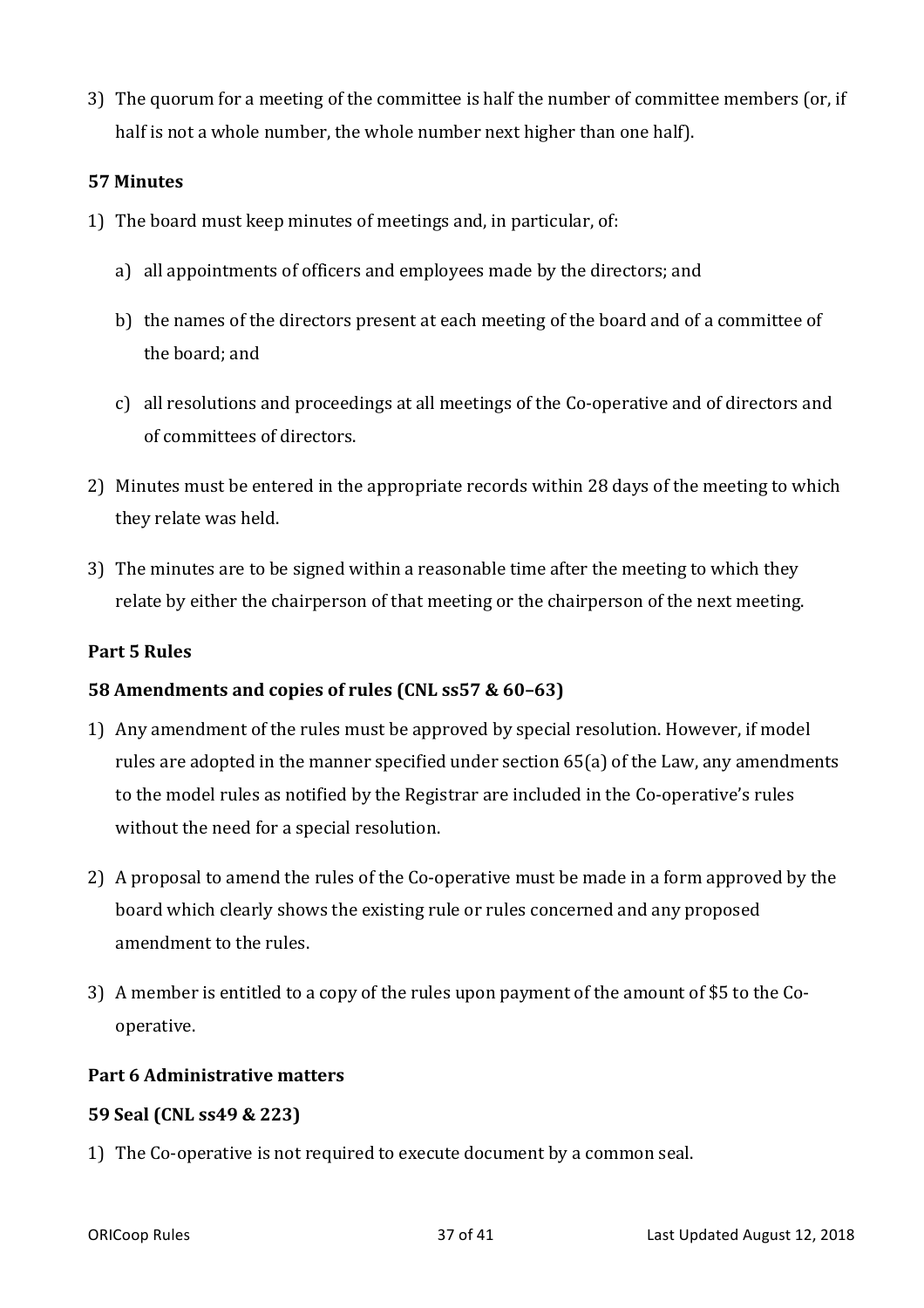3) The quorum for a meeting of the committee is half the number of committee members (or, if half is not a whole number, the whole number next higher than one half).

**57 Minutes**

1) The board must keep minutes of meetings and, in particular, of:

   a) all appointments of officers and employees made by the directors; and

   b) the names of the directors present at each meeting of the board and of a committee of the board; and

   c) all resolutions and proceedings at all meetings of the Co-operative and of directors and of committees of directors.

2) Minutes must be entered in the appropriate records within 28 days of the meeting to which they relate was held.

3) The minutes are to be signed within a reasonable time after the meeting to which they relate by either the chairperson of that meeting or the chairperson of the next meeting.

**Part 5 Rules**

**58 Amendments and copies of rules (CNL ss57 & 60–63)**

1) Any amendment of the rules must be approved by special resolution. However, if model rules are adopted in the manner specified under section 65(a) of the Law, any amendments to the model rules as notified by the Registrar are included in the Co-operative's rules without the need for a special resolution.

2) A proposal to amend the rules of the Co-operative must be made in a form approved by the board which clearly shows the existing rule or rules concerned and any proposed amendment to the rules.

3) A member is entitled to a copy of the rules upon payment of the amount of $5 to the Co-operative.

**Part 6 Administrative matters**

**59 Seal (CNL ss49 & 223)**

1) The Co-operative is not required to execute document by a common seal.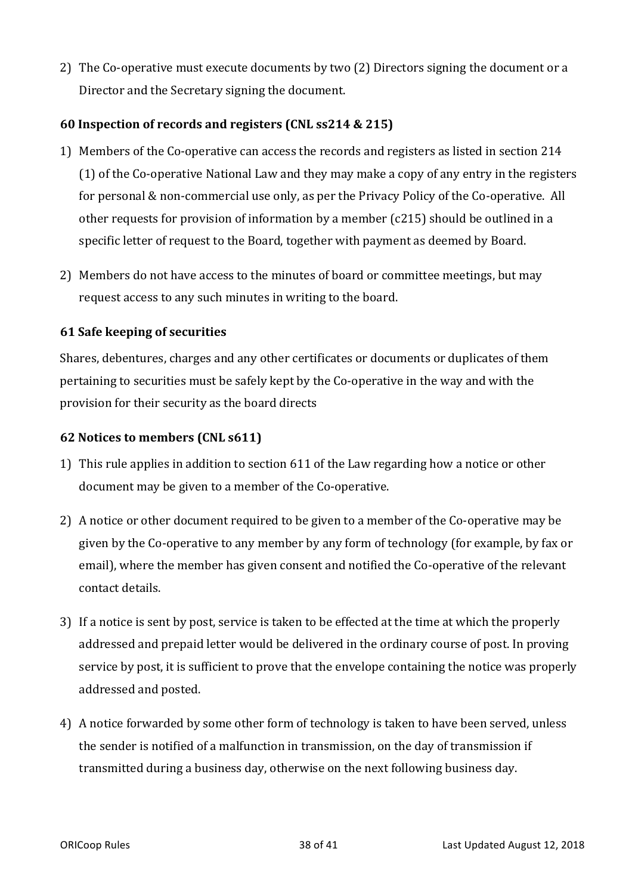2) The Co-operative must execute documents by two (2) Directors signing the document or a Director and the Secretary signing the document.

### 60 Inspection of records and registers (CNL ss214 & 215)

1) Members of the Co-operative can access the records and registers as listed in section 214 (1) of the Co-operative National Law and they may make a copy of any entry in the registers for personal & non-commercial use only, as per the Privacy Policy of the Co-operative. All other requests for provision of information by a member (c215) should be outlined in a specific letter of request to the Board, together with payment as deemed by Board.

2) Members do not have access to the minutes of board or committee meetings, but may request access to any such minutes in writing to the board.

### 61 Safe keeping of securities

Shares, debentures, charges and any other certificates or documents or duplicates of them pertaining to securities must be safely kept by the Co-operative in the way and with the provision for their security as the board directs

### 62 Notices to members (CNL s611)

1) This rule applies in addition to section 611 of the Law regarding how a notice or other document may be given to a member of the Co-operative.

2) A notice or other document required to be given to a member of the Co-operative may be given by the Co-operative to any member by any form of technology (for example, by fax or email), where the member has given consent and notified the Co-operative of the relevant contact details.

3) If a notice is sent by post, service is taken to be effected at the time at which the properly addressed and prepaid letter would be delivered in the ordinary course of post. In proving service by post, it is sufficient to prove that the envelope containing the notice was properly addressed and posted.

4) A notice forwarded by some other form of technology is taken to have been served, unless the sender is notified of a malfunction in transmission, on the day of transmission if transmitted during a business day, otherwise on the next following business day.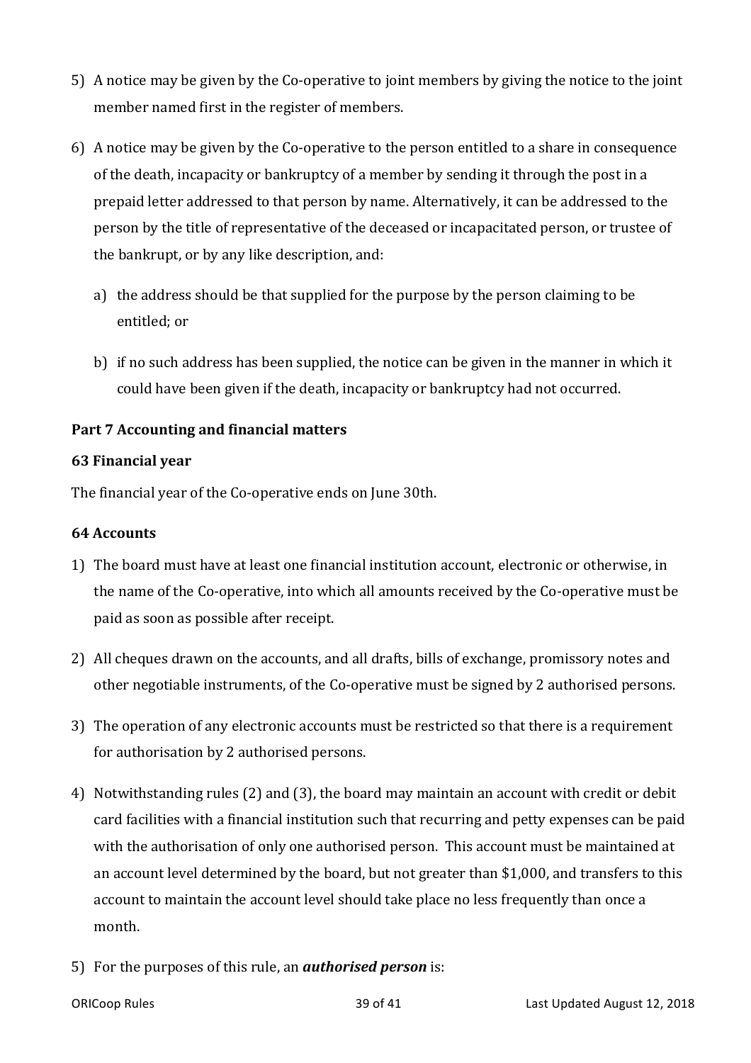5) A notice may be given by the Co-operative to joint members by giving the notice to the joint member named first in the register of members.

6) A notice may be given by the Co-operative to the person entitled to a share in consequence of the death, incapacity or bankruptcy of a member by sending it through the post in a prepaid letter addressed to that person by name. Alternatively, it can be addressed to the person by the title of representative of the deceased or incapacitated person, or trustee of the bankrupt, or by any like description, and:

   a) the address should be that supplied for the purpose by the person claiming to be entitled; or

   b) if no such address has been supplied, the notice can be given in the manner in which it could have been given if the death, incapacity or bankruptcy had not occurred.

## Part 7 Accounting and financial matters

### 63 Financial year

The financial year of the Co-operative ends on June 30th.

### 64 Accounts

1) The board must have at least one financial institution account, electronic or otherwise, in the name of the Co-operative, into which all amounts received by the Co-operative must be paid as soon as possible after receipt.

2) All cheques drawn on the accounts, and all drafts, bills of exchange, promissory notes and other negotiable instruments, of the Co-operative must be signed by 2 authorised persons.

3) The operation of any electronic accounts must be restricted so that there is a requirement for authorisation by 2 authorised persons.

4) Notwithstanding rules (2) and (3), the board may maintain an account with credit or debit card facilities with a financial institution such that recurring and petty expenses can be paid with the authorisation of only one authorised person. This account must be maintained at an account level determined by the board, but not greater than $1,000, and transfers to this account to maintain the account level should take place no less frequently than once a month.

5) For the purposes of this rule, an ***authorised person*** is: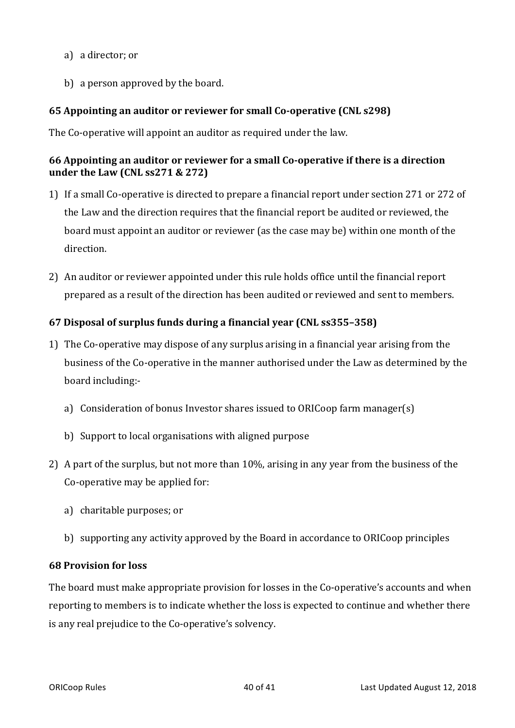a) a director; or

b) a person approved by the board.

### 65 Appointing an auditor or reviewer for small Co-operative (CNL s298)

The Co-operative will appoint an auditor as required under the law.

### 66 Appointing an auditor or reviewer for a small Co-operative if there is a direction under the Law (CNL ss271 & 272)

1) If a small Co-operative is directed to prepare a financial report under section 271 or 272 of the Law and the direction requires that the financial report be audited or reviewed, the board must appoint an auditor or reviewer (as the case may be) within one month of the direction.

2) An auditor or reviewer appointed under this rule holds office until the financial report prepared as a result of the direction has been audited or reviewed and sent to members.

### 67 Disposal of surplus funds during a financial year (CNL ss355–358)

1) The Co-operative may dispose of any surplus arising in a financial year arising from the business of the Co-operative in the manner authorised under the Law as determined by the board including:-

   a) Consideration of bonus Investor shares issued to ORICoop farm manager(s)

   b) Support to local organisations with aligned purpose

2) A part of the surplus, but not more than 10%, arising in any year from the business of the Co-operative may be applied for:

   a) charitable purposes; or

   b) supporting any activity approved by the Board in accordance to ORICoop principles

### 68 Provision for loss

The board must make appropriate provision for losses in the Co-operative's accounts and when reporting to members is to indicate whether the loss is expected to continue and whether there is any real prejudice to the Co-operative's solvency.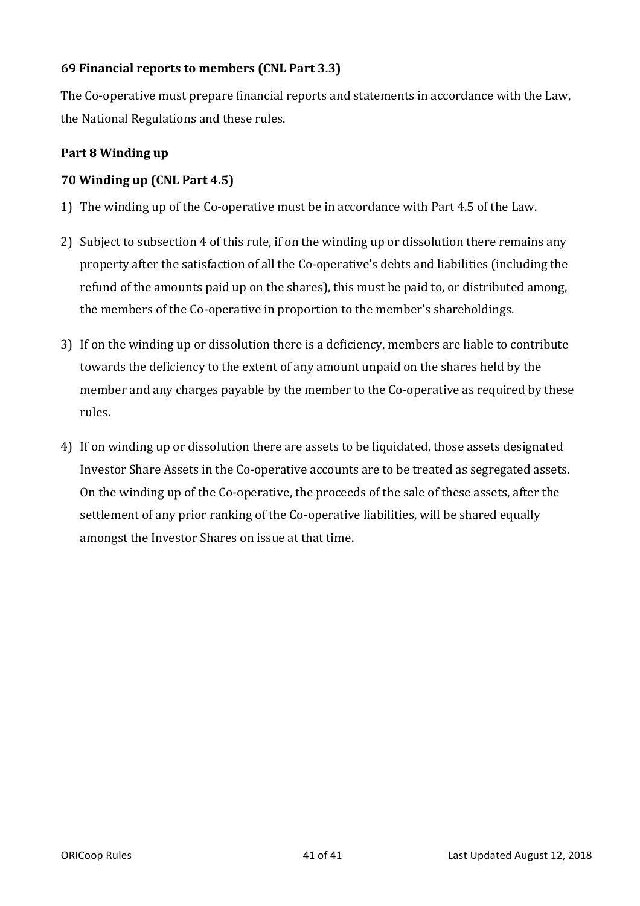### 69 Financial reports to members (CNL Part 3.3)

The Co-operative must prepare financial reports and statements in accordance with the Law, the National Regulations and these rules.

## Part 8 Winding up

### 70 Winding up (CNL Part 4.5)

1) The winding up of the Co-operative must be in accordance with Part 4.5 of the Law.

2) Subject to subsection 4 of this rule, if on the winding up or dissolution there remains any property after the satisfaction of all the Co-operative's debts and liabilities (including the refund of the amounts paid up on the shares), this must be paid to, or distributed among, the members of the Co-operative in proportion to the member's shareholdings.

3) If on the winding up or dissolution there is a deficiency, members are liable to contribute towards the deficiency to the extent of any amount unpaid on the shares held by the member and any charges payable by the member to the Co-operative as required by these rules.

4) If on winding up or dissolution there are assets to be liquidated, those assets designated Investor Share Assets in the Co-operative accounts are to be treated as segregated assets. On the winding up of the Co-operative, the proceeds of the sale of these assets, after the settlement of any prior ranking of the Co-operative liabilities, will be shared equally amongst the Investor Shares on issue at that time.